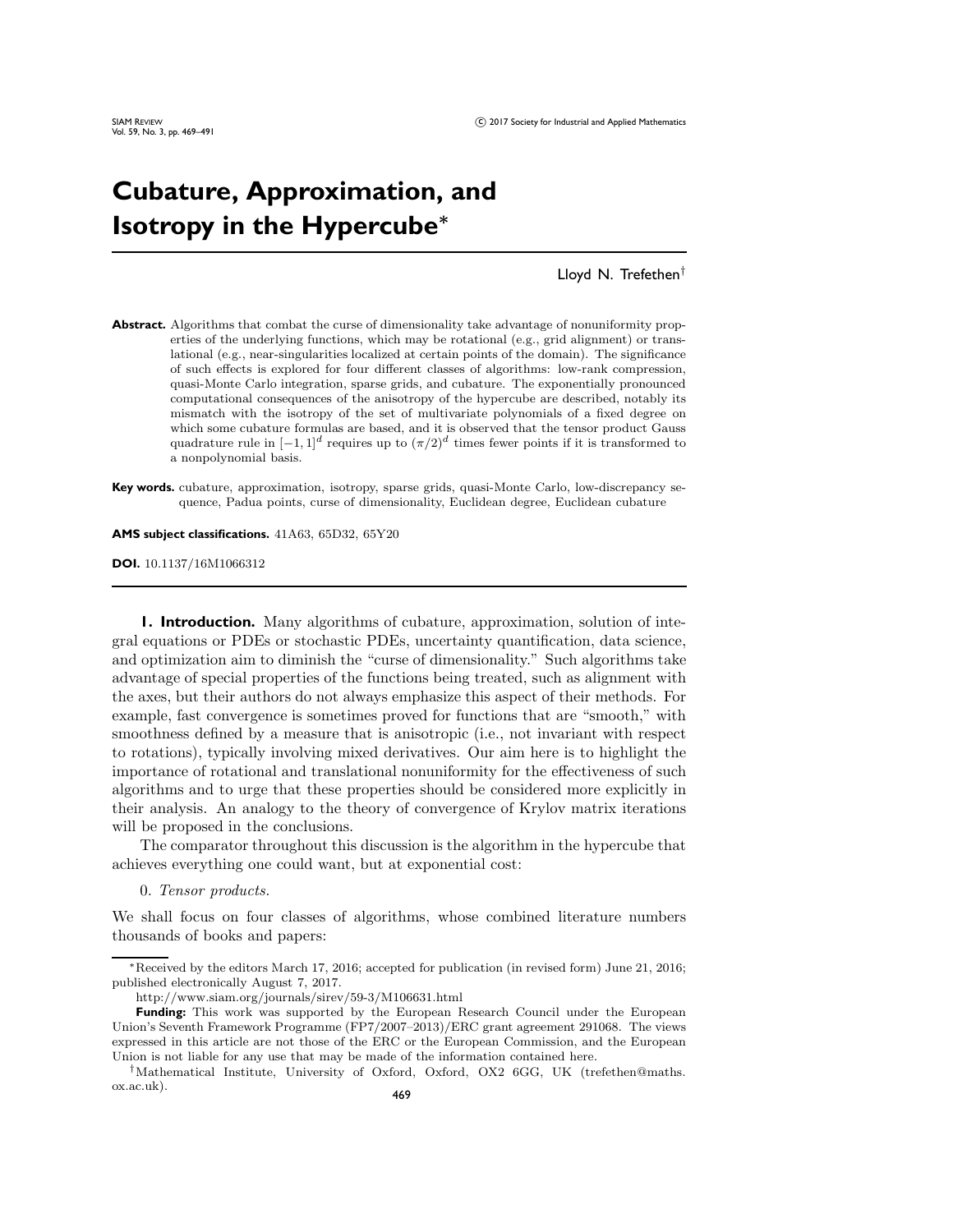# Cubature, Approximation, and Isotropy in the Hypercube*

Lloyd N. Trefethen†

**Abstract.** Algorithms that combat the curse of dimensionality take advantage of nonuniformity properties of the underlying functions, which may be rotational (e.g., grid alignment) or translational (e.g., near-singularities localized at certain points of the domain). The significance of such effects is explored for four different classes of algorithms: low-rank compression, quasi-Monte Carlo integration, sparse grids, and cubature. The exponentially pronounced computational consequences of the anisotropy of the hypercube are described, notably its mismatch with the isotropy of the set of multivariate polynomials of a fixed degree on which some cubature formulas are based, and it is observed that the tensor product Gauss quadrature rule in $[-1,1]^d$ requires up to $(\pi/2)^d$ times fewer points if it is transformed to a nonpolynomial basis.

**Key words.** cubature, approximation, isotropy, sparse grids, quasi-Monte Carlo, low-discrepancy sequence, Padua points, curse of dimensionality, Euclidean degree, Euclidean cubature

**AMS subject classifications.** 41A63, 65D32, 65Y20

**DOI.** 10.1137/16M1066312

## 1. Introduction.

Many algorithms of cubature, approximation, solution of integral equations or PDEs or stochastic PDEs, uncertainty quantification, data science, and optimization aim to diminish the "curse of dimensionality." Such algorithms take advantage of special properties of the functions being treated, such as alignment with the axes, but their authors do not always emphasize this aspect of their methods. For example, fast convergence is sometimes proved for functions that are "smooth," with smoothness defined by a measure that is anisotropic (i.e., not invariant with respect to rotations), typically involving mixed derivatives. Our aim here is to highlight the importance of rotational and translational nonuniformity for the effectiveness of such algorithms and to urge that these properties should be considered more explicitly in their analysis. An analogy to the theory of convergence of Krylov matrix iterations will be proposed in the conclusions.

The comparator throughout this discussion is the algorithm in the hypercube that achieves everything one could want, but at exponential cost:

0. *Tensor products.*

We shall focus on four classes of algorithms, whose combined literature numbers thousands of books and papers:

---

*Received by the editors March 17, 2016; accepted for publication (in revised form) June 21, 2016; published electronically August 7, 2017.

http://www.siam.org/journals/sirev/59-3/M106631.html

**Funding:** This work was supported by the European Research Council under the European Union's Seventh Framework Programme (FP7/2007–2013)/ERC grant agreement 291068. The views expressed in this article are not those of the ERC or the European Commission, and the European Union is not liable for any use that may be made of the information contained here.

†Mathematical Institute, University of Oxford, Oxford, OX2 6GG, UK (trefethen@maths.ox.ac.uk).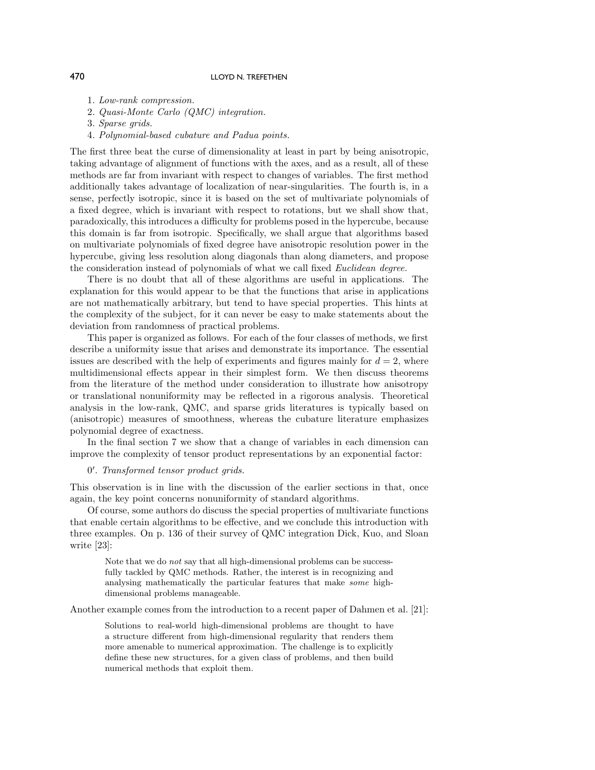1. *Low-rank compression.*
2. *Quasi-Monte Carlo (QMC) integration.*
3. *Sparse grids.*
4. *Polynomial-based cubature and Padua points.*

The first three beat the curse of dimensionality at least in part by being anisotropic, taking advantage of alignment of functions with the axes, and as a result, all of these methods are far from invariant with respect to changes of variables. The first method additionally takes advantage of localization of near-singularities. The fourth is, in a sense, perfectly isotropic, since it is based on the set of multivariate polynomials of a fixed degree, which is invariant with respect to rotations, but we shall show that, paradoxically, this introduces a difficulty for problems posed in the hypercube, because this domain is far from isotropic. Specifically, we shall argue that algorithms based on multivariate polynomials of fixed degree have anisotropic resolution power in the hypercube, giving less resolution along diagonals than along diameters, and propose the consideration instead of polynomials of what we call fixed *Euclidean degree.*

There is no doubt that all of these algorithms are useful in applications. The explanation for this would appear to be that the functions that arise in applications are not mathematically arbitrary, but tend to have special properties. This hints at the complexity of the subject, for it can never be easy to make statements about the deviation from randomness of practical problems.

This paper is organized as follows. For each of the four classes of methods, we first describe a uniformity issue that arises and demonstrate its importance. The essential issues are described with the help of experiments and figures mainly for $d = 2$, where multidimensional effects appear in their simplest form. We then discuss theorems from the literature of the method under consideration to illustrate how anisotropy or translational nonuniformity may be reflected in a rigorous analysis. Theoretical analysis in the low-rank, QMC, and sparse grids literatures is typically based on (anisotropic) measures of smoothness, whereas the cubature literature emphasizes polynomial degree of exactness.

In the final section 7 we show that a change of variables in each dimension can improve the complexity of tensor product representations by an exponential factor:

$0'$. *Transformed tensor product grids.*

This observation is in line with the discussion of the earlier sections in that, once again, the key point concerns nonuniformity of standard algorithms.

Of course, some authors do discuss the special properties of multivariate functions that enable certain algorithms to be effective, and we conclude this introduction with three examples. On p. 136 of their survey of QMC integration Dick, Kuo, and Sloan write [23]:

> Note that we do *not* say that all high-dimensional problems can be successfully tackled by QMC methods. Rather, the interest is in recognizing and analysing mathematically the particular features that make *some* high-dimensional problems manageable.

Another example comes from the introduction to a recent paper of Dahmen et al. [21]:

> Solutions to real-world high-dimensional problems are thought to have a structure different from high-dimensional regularity that renders them more amenable to numerical approximation. The challenge is to explicitly define these new structures, for a given class of problems, and then build numerical methods that exploit them.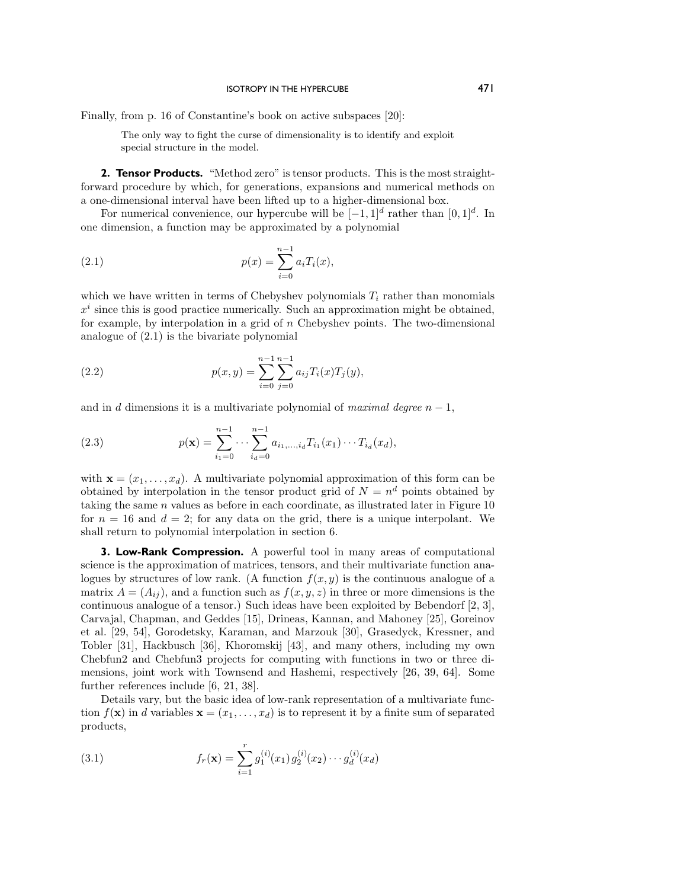Finally, from p. 16 of Constantine's book on active subspaces [20]:

> The only way to fight the curse of dimensionality is to identify and exploit special structure in the model.

## 2. Tensor Products.

"Method zero" is tensor products. This is the most straightforward procedure by which, for generations, expansions and numerical methods on a one-dimensional interval have been lifted up to a higher-dimensional box.

For numerical convenience, our hypercube will be $[-1,1]^d$ rather than $[0,1]^d$. In one dimension, a function may be approximated by a polynomial

$$p(x) = \sum_{i=0}^{n-1} a_i T_i(x), \tag{2.1}$$

which we have written in terms of Chebyshev polynomials $T_i$ rather than monomials $x^i$ since this is good practice numerically. Such an approximation might be obtained, for example, by interpolation in a grid of $n$ Chebyshev points. The two-dimensional analogue of (2.1) is the bivariate polynomial

$$p(x,y) = \sum_{i=0}^{n-1} \sum_{j=0}^{n-1} a_{ij} T_i(x) T_j(y), \tag{2.2}$$

and in $d$ dimensions it is a multivariate polynomial of *maximal degree* $n-1$,

$$p(\mathbf{x}) = \sum_{i_1=0}^{n-1} \cdots \sum_{i_d=0}^{n-1} a_{i_1,\ldots,i_d} T_{i_1}(x_1) \cdots T_{i_d}(x_d), \tag{2.3}$$

with $\mathbf{x} = (x_1, \ldots, x_d)$. A multivariate polynomial approximation of this form can be obtained by interpolation in the tensor product grid of $N = n^d$ points obtained by taking the same $n$ values as before in each coordinate, as illustrated later in Figure 10 for $n = 16$ and $d = 2$; for any data on the grid, there is a unique interpolant. We shall return to polynomial interpolation in section 6.

## 3. Low-Rank Compression.

A powerful tool in many areas of computational science is the approximation of matrices, tensors, and their multivariate function analogues by structures of low rank. (A function $f(x,y)$ is the continuous analogue of a matrix $A = (A_{ij})$, and a function such as $f(x,y,z)$ in three or more dimensions is the continuous analogue of a tensor.) Such ideas have been exploited by Bebendorf [2, 3], Carvajal, Chapman, and Geddes [15], Drineas, Kannan, and Mahoney [25], Goreinov et al. [29, 54], Gorodetsky, Karaman, and Marzouk [30], Grasedyck, Kressner, and Tobler [31], Hackbusch [36], Khoromskij [43], and many others, including my own Chebfun2 and Chebfun3 projects for computing with functions in two or three dimensions, joint work with Townsend and Hashemi, respectively [26, 39, 64]. Some further references include [6, 21, 38].

Details vary, but the basic idea of low-rank representation of a multivariate function $f(\mathbf{x})$ in $d$ variables $\mathbf{x} = (x_1, \ldots, x_d)$ is to represent it by a finite sum of separated products,

$$f_r(\mathbf{x}) = \sum_{i=1}^{r} g_1^{(i)}(x_1)\, g_2^{(i)}(x_2) \cdots g_d^{(i)}(x_d) \tag{3.1}$$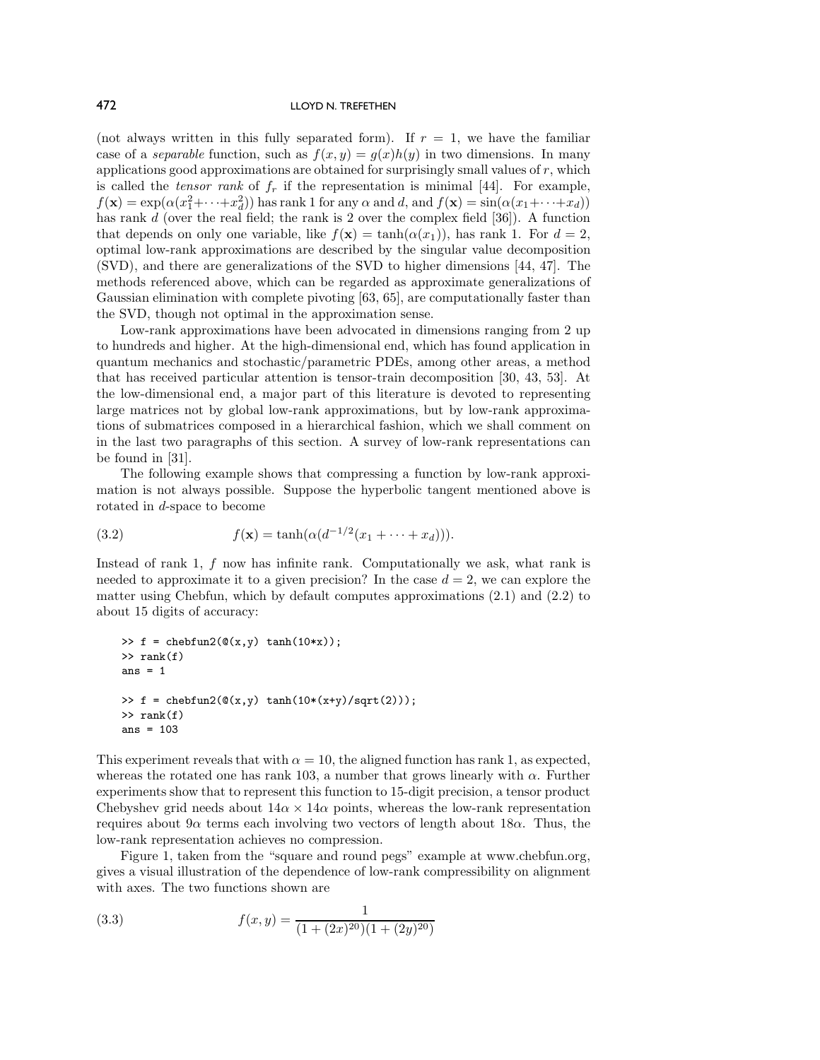(not always written in this fully separated form). If $r = 1$, we have the familiar case of a *separable* function, such as $f(x, y) = g(x)h(y)$ in two dimensions. In many applications good approximations are obtained for surprisingly small values of $r$, which is called the *tensor rank* of $f_r$ if the representation is minimal [44]. For example, $f(\mathbf{x}) = \exp(\alpha(x_1^2 + \cdots + x_d^2))$ has rank 1 for any $\alpha$ and $d$, and $f(\mathbf{x}) = \sin(\alpha(x_1 + \cdots + x_d))$ has rank $d$ (over the real field; the rank is 2 over the complex field [36]). A function that depends on only one variable, like $f(\mathbf{x}) = \tanh(\alpha(x_1))$, has rank 1. For $d = 2$, optimal low-rank approximations are described by the singular value decomposition (SVD), and there are generalizations of the SVD to higher dimensions [44, 47]. The methods referenced above, which can be regarded as approximate generalizations of Gaussian elimination with complete pivoting [63, 65], are computationally faster than the SVD, though not optimal in the approximation sense.

Low-rank approximations have been advocated in dimensions ranging from 2 up to hundreds and higher. At the high-dimensional end, which has found application in quantum mechanics and stochastic/parametric PDEs, among other areas, a method that has received particular attention is tensor-train decomposition [30, 43, 53]. At the low-dimensional end, a major part of this literature is devoted to representing large matrices not by global low-rank approximations, but by low-rank approximations of submatrices composed in a hierarchical fashion, which we shall comment on in the last two paragraphs of this section. A survey of low-rank representations can be found in [31].

The following example shows that compressing a function by low-rank approximation is not always possible. Suppose the hyperbolic tangent mentioned above is rotated in $d$-space to become

$$f(\mathbf{x}) = \tanh(\alpha(d^{-1/2}(x_1 + \cdots + x_d))). \tag{3.2}$$

Instead of rank 1, $f$ now has infinite rank. Computationally we ask, what rank is needed to approximate it to a given precision? In the case $d = 2$, we can explore the matter using Chebfun, which by default computes approximations (2.1) and (2.2) to about 15 digits of accuracy:

```
>> f = chebfun2(@(x,y) tanh(10*x));
>> rank(f)
ans = 1

>> f = chebfun2(@(x,y) tanh(10*(x+y)/sqrt(2)));
>> rank(f)
ans = 103
```

This experiment reveals that with $\alpha = 10$, the aligned function has rank 1, as expected, whereas the rotated one has rank 103, a number that grows linearly with $\alpha$. Further experiments show that to represent this function to 15-digit precision, a tensor product Chebyshev grid needs about $14\alpha \times 14\alpha$ points, whereas the low-rank representation requires about $9\alpha$ terms each involving two vectors of length about $18\alpha$. Thus, the low-rank representation achieves no compression.

Figure 1, taken from the "square and round pegs" example at www.chebfun.org, gives a visual illustration of the dependence of low-rank compressibility on alignment with axes. The two functions shown are

$$f(x, y) = \frac{1}{(1 + (2x)^{20})(1 + (2y)^{20})} \tag{3.3}$$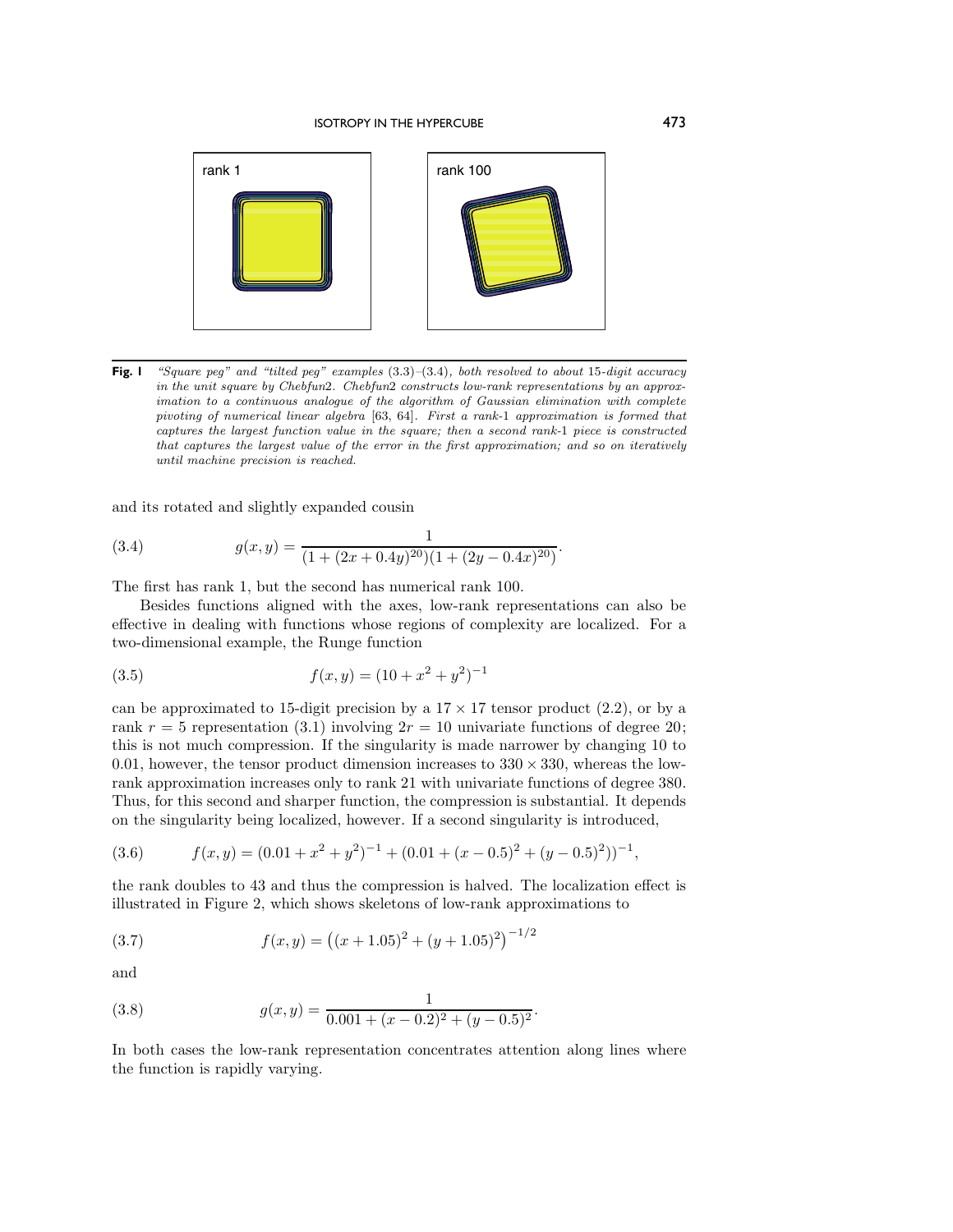**Fig. 1** *"Square peg" and "tilted peg" examples (3.3)–(3.4), both resolved to about 15-digit accuracy in the unit square by Chebfun2. Chebfun2 constructs low-rank representations by an approximation to a continuous analogue of the algorithm of Gaussian elimination with complete pivoting of numerical linear algebra [63, 64]. First a rank-1 approximation is formed that captures the largest function value in the square; then a second rank-1 piece is constructed that captures the largest value of the error in the first approximation; and so on iteratively until machine precision is reached.*

and its rotated and slightly expanded cousin

$$g(x, y) = \frac{1}{(1 + (2x + 0.4y)^{20})(1 + (2y - 0.4x)^{20})}. \tag{3.4}$$

The first has rank 1, but the second has numerical rank 100.

Besides functions aligned with the axes, low-rank representations can also be effective in dealing with functions whose regions of complexity are localized. For a two-dimensional example, the Runge function

$$f(x, y) = (10 + x^2 + y^2)^{-1} \tag{3.5}$$

can be approximated to 15-digit precision by a $17 \times 17$ tensor product (2.2), or by a rank $r = 5$ representation (3.1) involving $2r = 10$ univariate functions of degree 20; this is not much compression. If the singularity is made narrower by changing 10 to 0.01, however, the tensor product dimension increases to $330 \times 330$, whereas the low-rank approximation increases only to rank 21 with univariate functions of degree 380. Thus, for this second and sharper function, the compression is substantial. It depends on the singularity being localized, however. If a second singularity is introduced,

$$f(x, y) = (0.01 + x^2 + y^2)^{-1} + (0.01 + (x - 0.5)^2 + (y - 0.5)^2))^{-1}, \tag{3.6}$$

the rank doubles to 43 and thus the compression is halved. The localization effect is illustrated in Figure 2, which shows skeletons of low-rank approximations to

$$f(x, y) = \left((x + 1.05)^2 + (y + 1.05)^2\right)^{-1/2} \tag{3.7}$$

and

$$g(x, y) = \frac{1}{0.001 + (x - 0.2)^2 + (y - 0.5)^2}. \tag{3.8}$$

In both cases the low-rank representation concentrates attention along lines where the function is rapidly varying.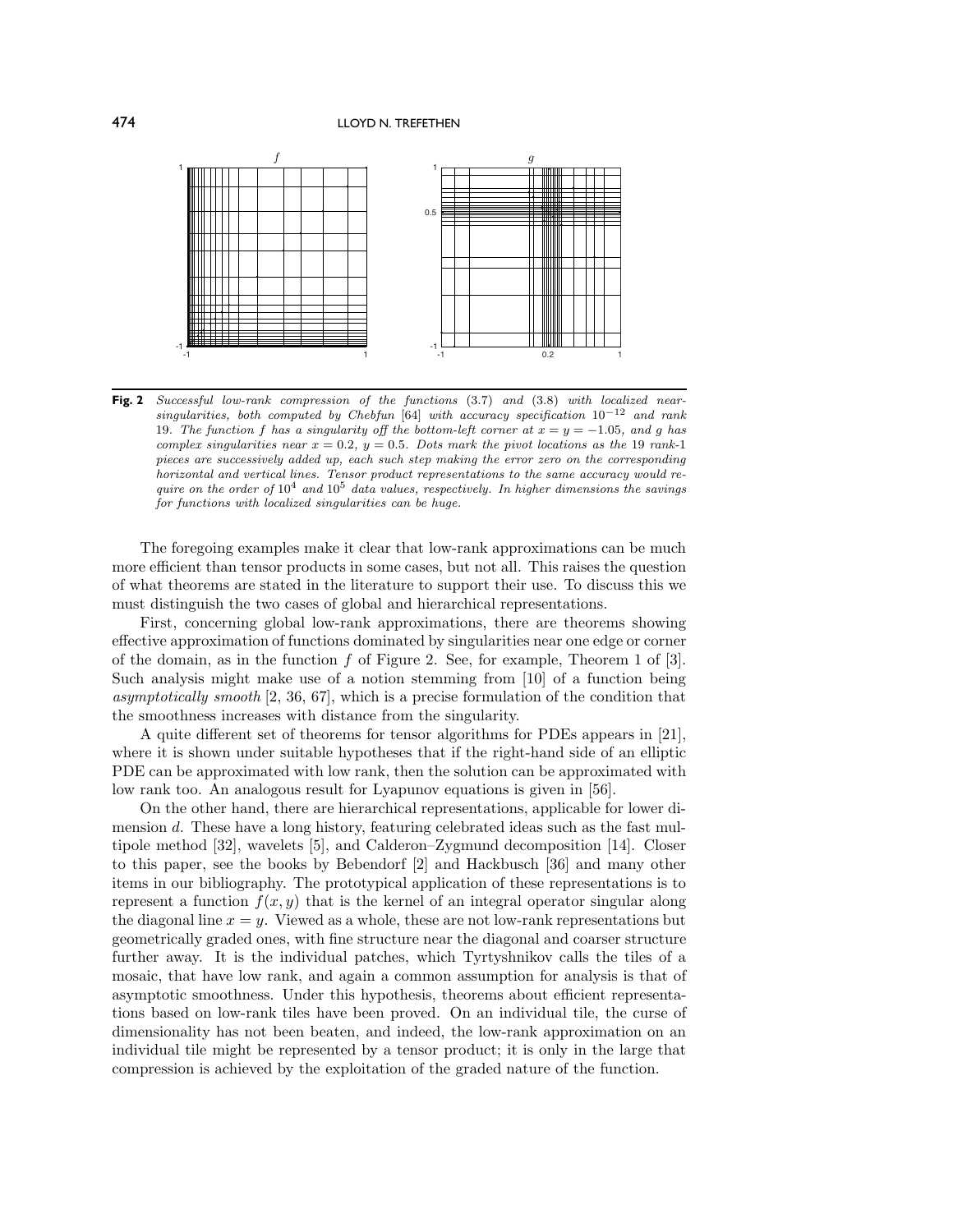**Fig. 2** *Successful low-rank compression of the functions* (3.7) *and* (3.8) *with localized near-singularities, both computed by Chebfun* [64] *with accuracy specification* $10^{-12}$ *and rank* 19*. The function* $f$ *has a singularity off the bottom-left corner at* $x = y = -1.05$*, and* $g$ *has complex singularities near* $x = 0.2$*,* $y = 0.5$*. Dots mark the pivot locations as the* 19 *rank-*1 *pieces are successively added up, each such step making the error zero on the corresponding horizontal and vertical lines. Tensor product representations to the same accuracy would require on the order of* $10^4$ *and* $10^5$ *data values, respectively. In higher dimensions the savings for functions with localized singularities can be huge.*

The foregoing examples make it clear that low-rank approximations can be much more efficient than tensor products in some cases, but not all. This raises the question of what theorems are stated in the literature to support their use. To discuss this we must distinguish the two cases of global and hierarchical representations.

First, concerning global low-rank approximations, there are theorems showing effective approximation of functions dominated by singularities near one edge or corner of the domain, as in the function $f$ of Figure 2. See, for example, Theorem 1 of [3]. Such analysis might make use of a notion stemming from [10] of a function being *asymptotically smooth* [2, 36, 67], which is a precise formulation of the condition that the smoothness increases with distance from the singularity.

A quite different set of theorems for tensor algorithms for PDEs appears in [21], where it is shown under suitable hypotheses that if the right-hand side of an elliptic PDE can be approximated with low rank, then the solution can be approximated with low rank too. An analogous result for Lyapunov equations is given in [56].

On the other hand, there are hierarchical representations, applicable for lower dimension $d$. These have a long history, featuring celebrated ideas such as the fast multipole method [32], wavelets [5], and Calderon–Zygmund decomposition [14]. Closer to this paper, see the books by Bebendorf [2] and Hackbusch [36] and many other items in our bibliography. The prototypical application of these representations is to represent a function $f(x, y)$ that is the kernel of an integral operator singular along the diagonal line $x = y$. Viewed as a whole, these are not low-rank representations but geometrically graded ones, with fine structure near the diagonal and coarser structure further away. It is the individual patches, which Tyrtyshnikov calls the tiles of a mosaic, that have low rank, and again a common assumption for analysis is that of asymptotic smoothness. Under this hypothesis, theorems about efficient representations based on low-rank tiles have been proved. On an individual tile, the curse of dimensionality has not been beaten, and indeed, the low-rank approximation on an individual tile might be represented by a tensor product; it is only in the large that compression is achieved by the exploitation of the graded nature of the function.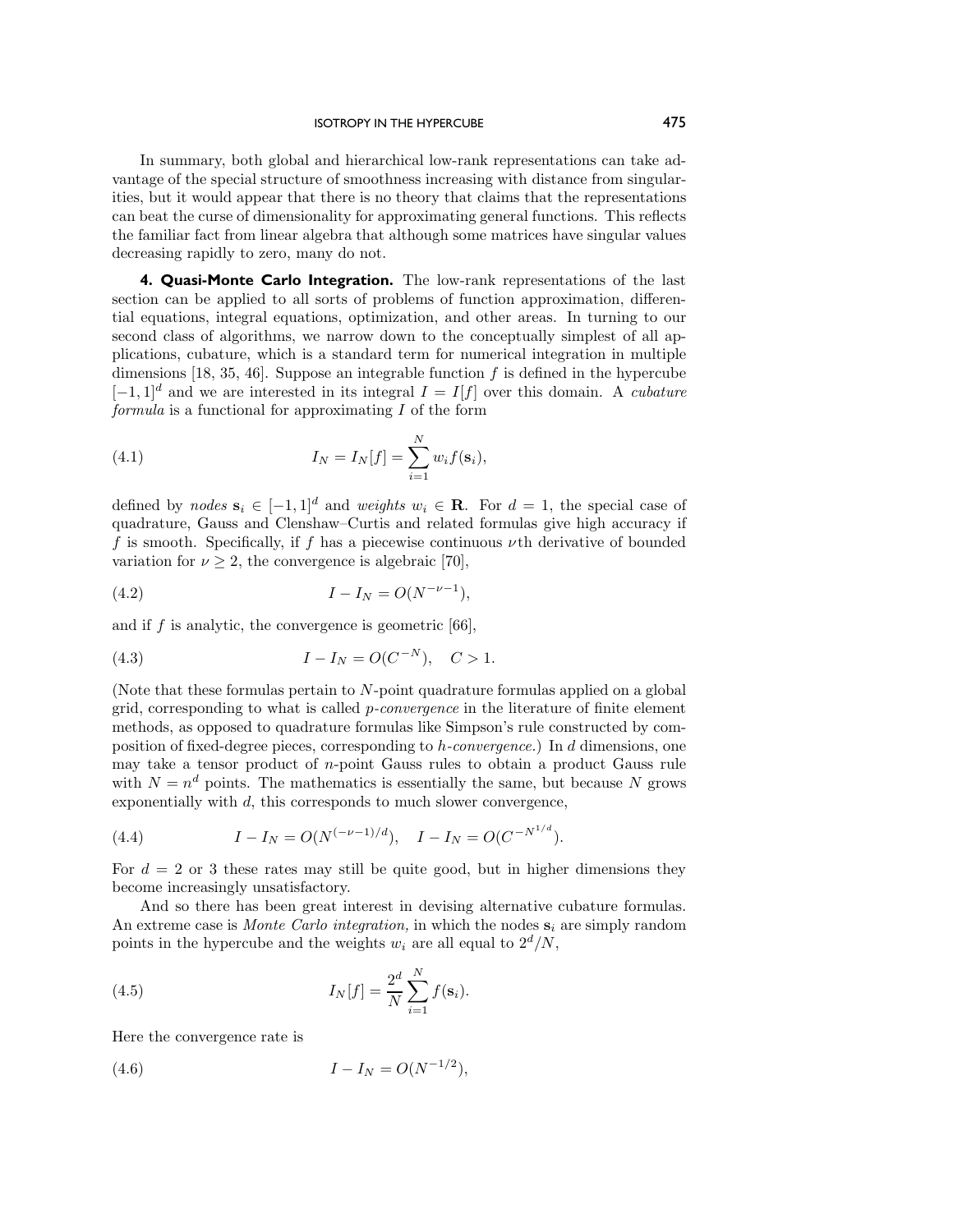In summary, both global and hierarchical low-rank representations can take advantage of the special structure of smoothness increasing with distance from singularities, but it would appear that there is no theory that claims that the representations can beat the curse of dimensionality for approximating general functions. This reflects the familiar fact from linear algebra that although some matrices have singular values decreasing rapidly to zero, many do not.

**4. Quasi-Monte Carlo Integration.** The low-rank representations of the last section can be applied to all sorts of problems of function approximation, differential equations, integral equations, optimization, and other areas. In turning to our second class of algorithms, we narrow down to the conceptually simplest of all applications, cubature, which is a standard term for numerical integration in multiple dimensions [18, 35, 46]. Suppose an integrable function $f$ is defined in the hypercube $[-1, 1]^d$ and we are interested in its integral $I = I[f]$ over this domain. A *cubature formula* is a functional for approximating $I$ of the form

$$I_N = I_N[f] = \sum_{i=1}^{N} w_i f(\mathbf{s}_i), \tag{4.1}$$

defined by *nodes* $\mathbf{s}_i \in [-1, 1]^d$ and *weights* $w_i \in \mathbf{R}$. For $d = 1$, the special case of quadrature, Gauss and Clenshaw–Curtis and related formulas give high accuracy if $f$ is smooth. Specifically, if $f$ has a piecewise continuous $\nu$th derivative of bounded variation for $\nu \geq 2$, the convergence is algebraic [70],

$$I - I_N = O(N^{-\nu-1}), \tag{4.2}$$

and if $f$ is analytic, the convergence is geometric [66],

$$I - I_N = O(C^{-N}), \quad C > 1. \tag{4.3}$$

(Note that these formulas pertain to $N$-point quadrature formulas applied on a global grid, corresponding to what is called *p-convergence* in the literature of finite element methods, as opposed to quadrature formulas like Simpson's rule constructed by composition of fixed-degree pieces, corresponding to *h-convergence.*) In $d$ dimensions, one may take a tensor product of $n$-point Gauss rules to obtain a product Gauss rule with $N = n^d$ points. The mathematics is essentially the same, but because $N$ grows exponentially with $d$, this corresponds to much slower convergence,

$$I - I_N = O(N^{(-\nu-1)/d}), \quad I - I_N = O(C^{-N^{1/d}}). \tag{4.4}$$

For $d = 2$ or 3 these rates may still be quite good, but in higher dimensions they become increasingly unsatisfactory.

And so there has been great interest in devising alternative cubature formulas. An extreme case is *Monte Carlo integration,* in which the nodes $\mathbf{s}_i$ are simply random points in the hypercube and the weights $w_i$ are all equal to $2^d/N$,

$$I_N[f] = \frac{2^d}{N} \sum_{i=1}^{N} f(\mathbf{s}_i). \tag{4.5}$$

Here the convergence rate is

$$I - I_N = O(N^{-1/2}), \tag{4.6}$$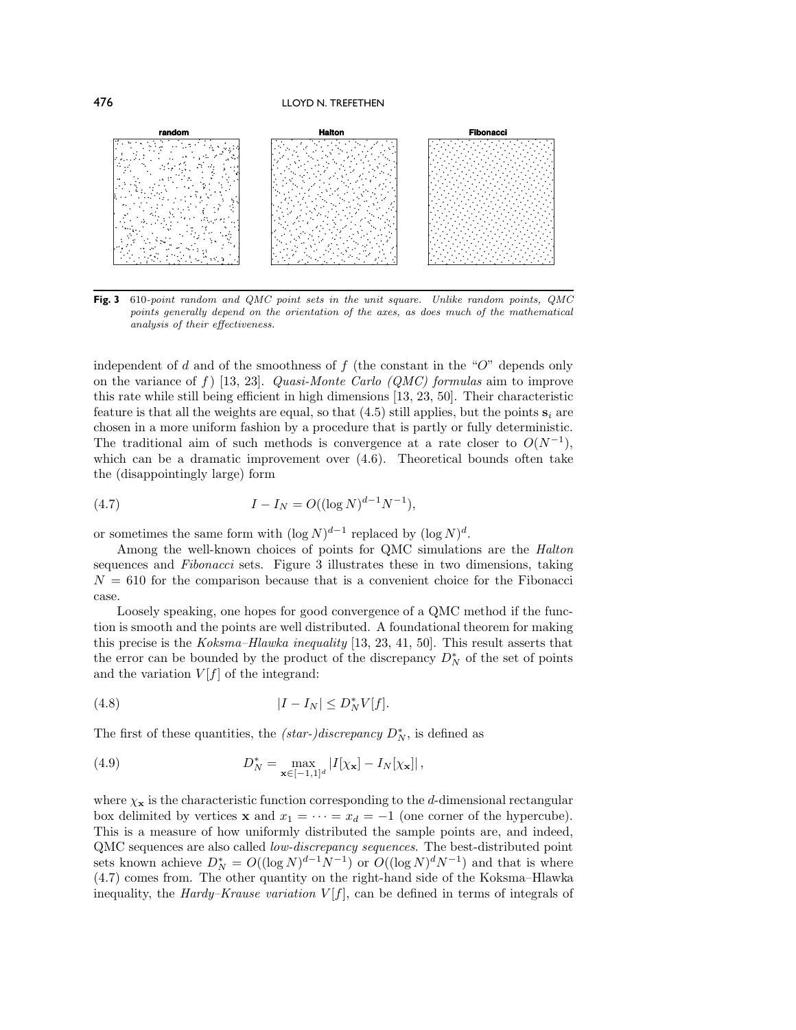**Fig. 3** *610-point random and QMC point sets in the unit square. Unlike random points, QMC points generally depend on the orientation of the axes, as does much of the mathematical analysis of their effectiveness.*

independent of $d$ and of the smoothness of $f$ (the constant in the "$O$" depends only on the variance of $f$) [13, 23]. *Quasi-Monte Carlo (QMC) formulas* aim to improve this rate while still being efficient in high dimensions [13, 23, 50]. Their characteristic feature is that all the weights are equal, so that (4.5) still applies, but the points $\mathbf{s}_i$ are chosen in a more uniform fashion by a procedure that is partly or fully deterministic. The traditional aim of such methods is convergence at a rate closer to $O(N^{-1})$, which can be a dramatic improvement over (4.6). Theoretical bounds often take the (disappointingly large) form

$$I - I_N = O((\log N)^{d-1} N^{-1}), \tag{4.7}$$

or sometimes the same form with $(\log N)^{d-1}$ replaced by $(\log N)^d$.

Among the well-known choices of points for QMC simulations are the *Halton* sequences and *Fibonacci* sets. Figure 3 illustrates these in two dimensions, taking $N = 610$ for the comparison because that is a convenient choice for the Fibonacci case.

Loosely speaking, one hopes for good convergence of a QMC method if the function is smooth and the points are well distributed. A foundational theorem for making this precise is the *Koksma–Hlawka inequality* [13, 23, 41, 50]. This result asserts that the error can be bounded by the product of the discrepancy $D_N^*$ of the set of points and the variation $V[f]$ of the integrand:

$$|I - I_N| \leq D_N^* V[f]. \tag{4.8}$$

The first of these quantities, the *(star-)discrepancy* $D_N^*$, is defined as

$$D_N^* = \max_{\mathbf{x} \in [-1,1]^d} |I[\chi_{\mathbf{x}}] - I_N[\chi_{\mathbf{x}}]|, \tag{4.9}$$

where $\chi_{\mathbf{x}}$ is the characteristic function corresponding to the $d$-dimensional rectangular box delimited by vertices $\mathbf{x}$ and $x_1 = \cdots = x_d = -1$ (one corner of the hypercube). This is a measure of how uniformly distributed the sample points are, and indeed, QMC sequences are also called *low-discrepancy sequences*. The best-distributed point sets known achieve $D_N^* = O((\log N)^{d-1} N^{-1})$ or $O((\log N)^d N^{-1})$ and that is where (4.7) comes from. The other quantity on the right-hand side of the Koksma–Hlawka inequality, the *Hardy–Krause variation* $V[f]$, can be defined in terms of integrals of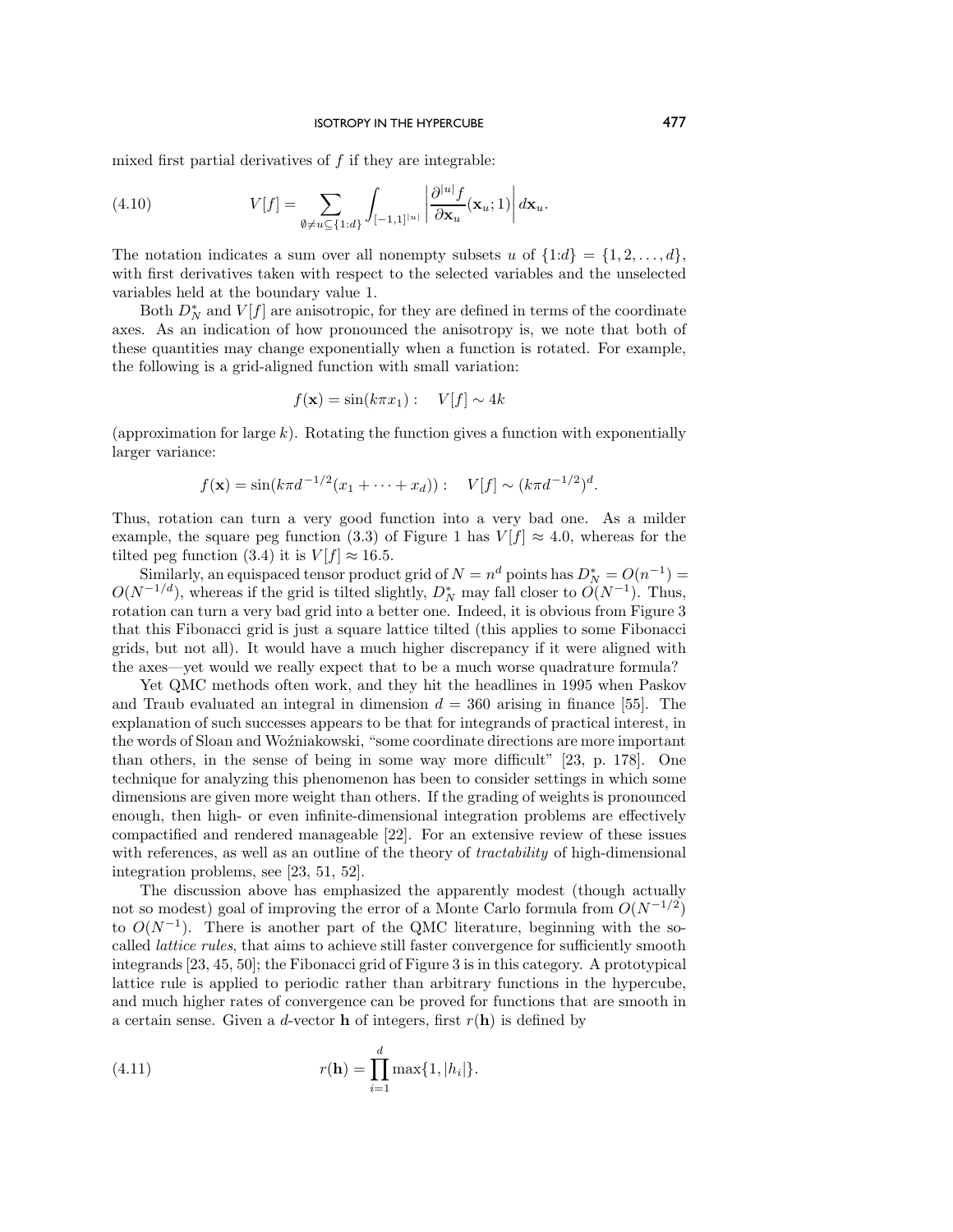mixed first partial derivatives of $f$ if they are integrable:

$$V[f] = \sum_{\emptyset \neq u \subseteq \{1:d\}} \int_{[-1,1]^{|u|}} \left| \frac{\partial^{|u|} f}{\partial \mathbf{x}_u}(\mathbf{x}_u; 1) \right| d\mathbf{x}_u. \tag{4.10}$$

The notation indicates a sum over all nonempty subsets $u$ of $\{1:d\} = \{1, 2, \ldots, d\}$, with first derivatives taken with respect to the selected variables and the unselected variables held at the boundary value 1.

Both $D_N^*$ and $V[f]$ are anisotropic, for they are defined in terms of the coordinate axes. As an indication of how pronounced the anisotropy is, we note that both of these quantities may change exponentially when a function is rotated. For example, the following is a grid-aligned function with small variation:

$$f(\mathbf{x}) = \sin(k\pi x_1): \quad V[f] \sim 4k$$

(approximation for large $k$). Rotating the function gives a function with exponentially larger variance:

$$f(\mathbf{x}) = \sin(k\pi d^{-1/2}(x_1 + \cdots + x_d)): \quad V[f] \sim (k\pi d^{-1/2})^d.$$

Thus, rotation can turn a very good function into a very bad one. As a milder example, the square peg function (3.3) of Figure 1 has $V[f] \approx 4.0$, whereas for the tilted peg function (3.4) it is $V[f] \approx 16.5$.

Similarly, an equispaced tensor product grid of $N = n^d$ points has $D_N^* = O(n^{-1}) = O(N^{-1/d})$, whereas if the grid is tilted slightly, $D_N^*$ may fall closer to $O(N^{-1})$. Thus, rotation can turn a very bad grid into a better one. Indeed, it is obvious from Figure 3 that this Fibonacci grid is just a square lattice tilted (this applies to some Fibonacci grids, but not all). It would have a much higher discrepancy if it were aligned with the axes—yet would we really expect that to be a much worse quadrature formula?

Yet QMC methods often work, and they hit the headlines in 1995 when Paskov and Traub evaluated an integral in dimension $d = 360$ arising in finance [55]. The explanation of such successes appears to be that for integrands of practical interest, in the words of Sloan and Woźniakowski, "some coordinate directions are more important than others, in the sense of being in some way more difficult" [23, p. 178]. One technique for analyzing this phenomenon has been to consider settings in which some dimensions are given more weight than others. If the grading of weights is pronounced enough, then high- or even infinite-dimensional integration problems are effectively compactified and rendered manageable [22]. For an extensive review of these issues with references, as well as an outline of the theory of *tractability* of high-dimensional integration problems, see [23, 51, 52].

The discussion above has emphasized the apparently modest (though actually not so modest) goal of improving the error of a Monte Carlo formula from $O(N^{-1/2})$ to $O(N^{-1})$. There is another part of the QMC literature, beginning with the so-called *lattice rules*, that aims to achieve still faster convergence for sufficiently smooth integrands [23, 45, 50]; the Fibonacci grid of Figure 3 is in this category. A prototypical lattice rule is applied to periodic rather than arbitrary functions in the hypercube, and much higher rates of convergence can be proved for functions that are smooth in a certain sense. Given a $d$-vector $\mathbf{h}$ of integers, first $r(\mathbf{h})$ is defined by

$$r(\mathbf{h}) = \prod_{i=1}^{d} \max\{1, |h_i|\}. \tag{4.11}$$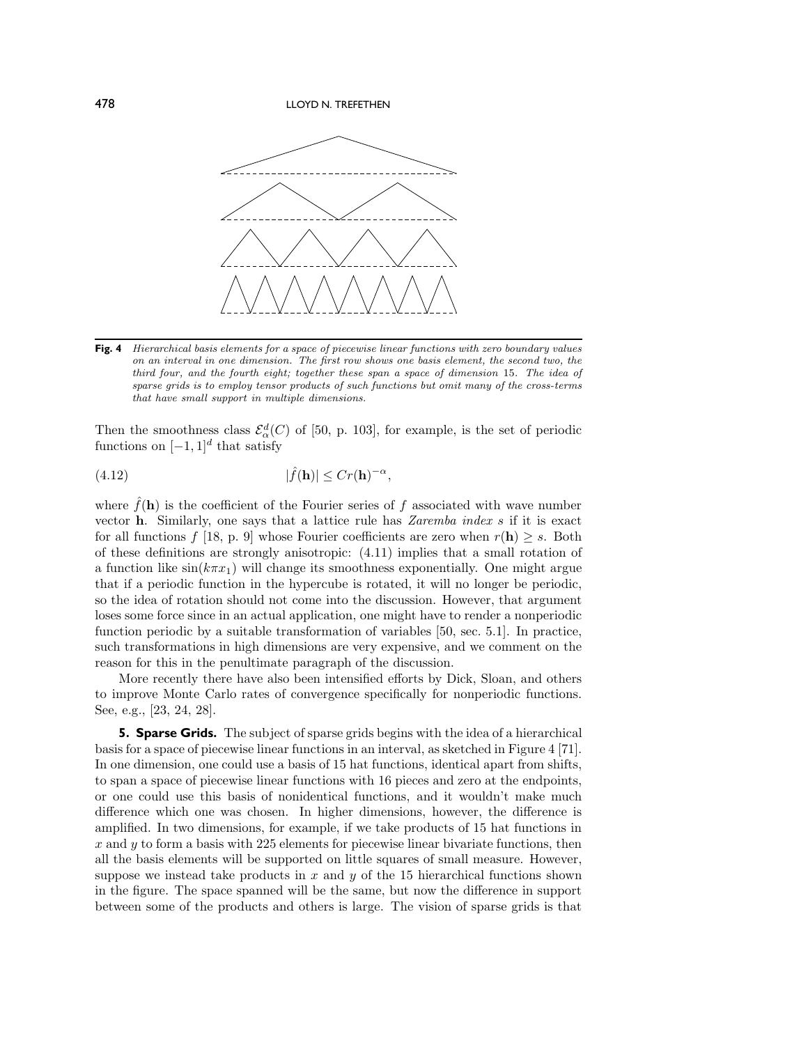**Fig. 4** *Hierarchical basis elements for a space of piecewise linear functions with zero boundary values on an interval in one dimension. The first row shows one basis element, the second two, the third four, and the fourth eight; together these span a space of dimension* 15*. The idea of sparse grids is to employ tensor products of such functions but omit many of the cross-terms that have small support in multiple dimensions.*

Then the smoothness class $\mathcal{E}_\alpha^d(C)$ of [50, p. 103], for example, is the set of periodic functions on $[-1,1]^d$ that satisfy

$$|\hat{f}(\mathbf{h})| \leq Cr(\mathbf{h})^{-\alpha}, \tag{4.12}$$

where $\hat{f}(\mathbf{h})$ is the coefficient of the Fourier series of $f$ associated with wave number vector $\mathbf{h}$. Similarly, one says that a lattice rule has *Zaremba index* $s$ if it is exact for all functions $f$ [18, p. 9] whose Fourier coefficients are zero when $r(\mathbf{h}) \geq s$. Both of these definitions are strongly anisotropic: (4.11) implies that a small rotation of a function like $\sin(k\pi x_1)$ will change its smoothness exponentially. One might argue that if a periodic function in the hypercube is rotated, it will no longer be periodic, so the idea of rotation should not come into the discussion. However, that argument loses some force since in an actual application, one might have to render a nonperiodic function periodic by a suitable transformation of variables [50, sec. 5.1]. In practice, such transformations in high dimensions are very expensive, and we comment on the reason for this in the penultimate paragraph of the discussion.

More recently there have also been intensified efforts by Dick, Sloan, and others to improve Monte Carlo rates of convergence specifically for nonperiodic functions. See, e.g., [23, 24, 28].

## 5. Sparse Grids.

The subject of sparse grids begins with the idea of a hierarchical basis for a space of piecewise linear functions in an interval, as sketched in Figure 4 [71]. In one dimension, one could use a basis of 15 hat functions, identical apart from shifts, to span a space of piecewise linear functions with 16 pieces and zero at the endpoints, or one could use this basis of nonidentical functions, and it wouldn't make much difference which one was chosen. In higher dimensions, however, the difference is amplified. In two dimensions, for example, if we take products of 15 hat functions in $x$ and $y$ to form a basis with 225 elements for piecewise linear bivariate functions, then all the basis elements will be supported on little squares of small measure. However, suppose we instead take products in $x$ and $y$ of the 15 hierarchical functions shown in the figure. The space spanned will be the same, but now the difference in support between some of the products and others is large. The vision of sparse grids is that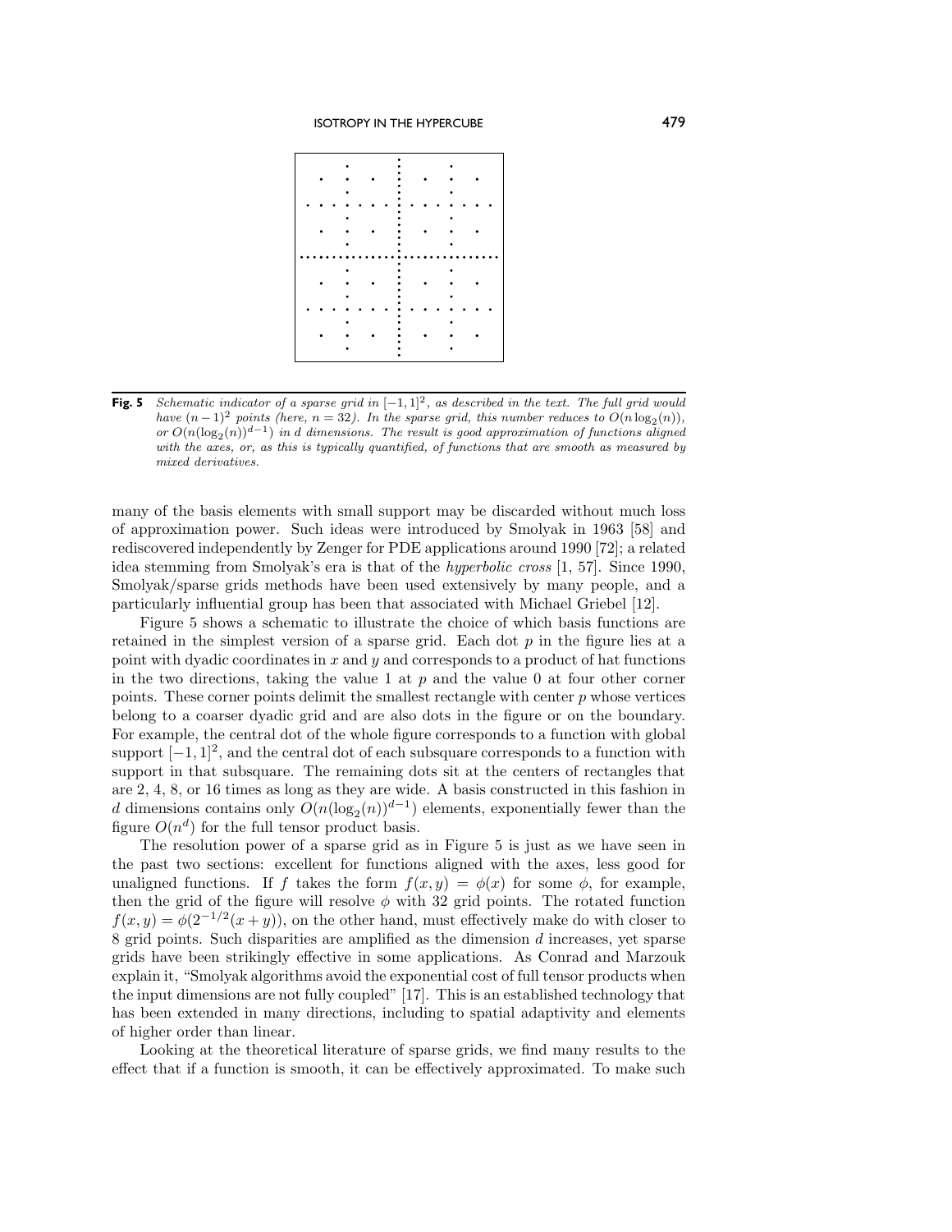**Fig. 5** *Schematic indicator of a sparse grid in $[-1,1]^2$, as described in the text. The full grid would have $(n-1)^2$ points (here, $n=32$). In the sparse grid, this number reduces to $O(n\log_2(n))$, or $O(n(\log_2(n))^{d-1})$ in $d$ dimensions. The result is good approximation of functions aligned with the axes, or, as this is typically quantified, of functions that are smooth as measured by mixed derivatives.*

many of the basis elements with small support may be discarded without much loss of approximation power. Such ideas were introduced by Smolyak in 1963 [58] and rediscovered independently by Zenger for PDE applications around 1990 [72]; a related idea stemming from Smolyak's era is that of the *hyperbolic cross* [1, 57]. Since 1990, Smolyak/sparse grids methods have been used extensively by many people, and a particularly influential group has been that associated with Michael Griebel [12].

Figure 5 shows a schematic to illustrate the choice of which basis functions are retained in the simplest version of a sparse grid. Each dot $p$ in the figure lies at a point with dyadic coordinates in $x$ and $y$ and corresponds to a product of hat functions in the two directions, taking the value 1 at $p$ and the value 0 at four other corner points. These corner points delimit the smallest rectangle with center $p$ whose vertices belong to a coarser dyadic grid and are also dots in the figure or on the boundary. For example, the central dot of the whole figure corresponds to a function with global support $[-1,1]^2$, and the central dot of each subsquare corresponds to a function with support in that subsquare. The remaining dots sit at the centers of rectangles that are 2, 4, 8, or 16 times as long as they are wide. A basis constructed in this fashion in $d$ dimensions contains only $O(n(\log_2(n))^{d-1})$ elements, exponentially fewer than the figure $O(n^d)$ for the full tensor product basis.

The resolution power of a sparse grid as in Figure 5 is just as we have seen in the past two sections: excellent for functions aligned with the axes, less good for unaligned functions. If $f$ takes the form $f(x,y)=\phi(x)$ for some $\phi$, for example, then the grid of the figure will resolve $\phi$ with 32 grid points. The rotated function $f(x,y)=\phi(2^{-1/2}(x+y))$, on the other hand, must effectively make do with closer to 8 grid points. Such disparities are amplified as the dimension $d$ increases, yet sparse grids have been strikingly effective in some applications. As Conrad and Marzouk explain it, "Smolyak algorithms avoid the exponential cost of full tensor products when the input dimensions are not fully coupled" [17]. This is an established technology that has been extended in many directions, including to spatial adaptivity and elements of higher order than linear.

Looking at the theoretical literature of sparse grids, we find many results to the effect that if a function is smooth, it can be effectively approximated. To make such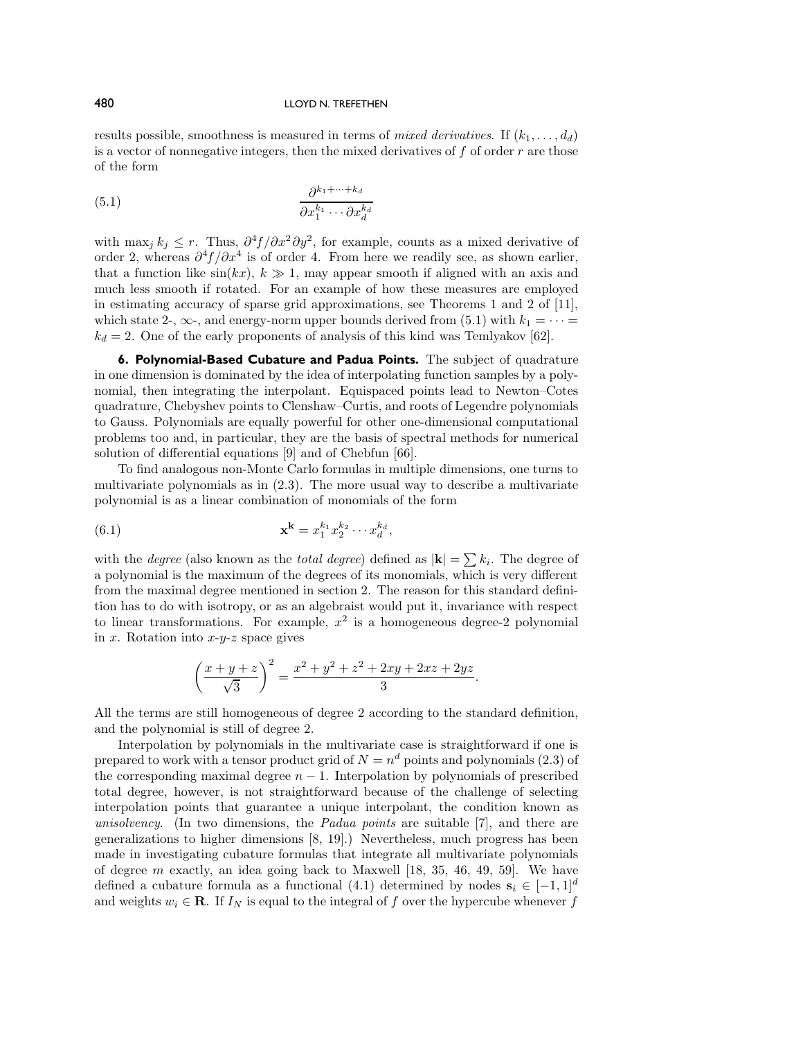results possible, smoothness is measured in terms of *mixed derivatives*. If $(k_1, \dots, d_d)$ is a vector of nonnegative integers, then the mixed derivatives of $f$ of order $r$ are those of the form

$$\frac{\partial^{k_1+\cdots+k_d}}{\partial x_1^{k_1} \cdots \partial x_d^{k_d}} \tag{5.1}$$

with $\max_j k_j \le r$. Thus, $\partial^4 f/\partial x^2 \partial y^2$, for example, counts as a mixed derivative of order 2, whereas $\partial^4 f/\partial x^4$ is of order 4. From here we readily see, as shown earlier, that a function like $\sin(kx)$, $k \gg 1$, may appear smooth if aligned with an axis and much less smooth if rotated. For an example of how these measures are employed in estimating accuracy of sparse grid approximations, see Theorems 1 and 2 of [11], which state 2-, $\infty$-, and energy-norm upper bounds derived from (5.1) with $k_1 = \cdots = k_d = 2$. One of the early proponents of analysis of this kind was Temlyakov [62].

## 6. Polynomial-Based Cubature and Padua Points.

The subject of quadrature in one dimension is dominated by the idea of interpolating function samples by a polynomial, then integrating the interpolant. Equispaced points lead to Newton–Cotes quadrature, Chebyshev points to Clenshaw–Curtis, and roots of Legendre polynomials to Gauss. Polynomials are equally powerful for other one-dimensional computational problems too and, in particular, they are the basis of spectral methods for numerical solution of differential equations [9] and of Chebfun [66].

To find analogous non-Monte Carlo formulas in multiple dimensions, one turns to multivariate polynomials as in (2.3). The more usual way to describe a multivariate polynomial is as a linear combination of monomials of the form

$$\mathbf{x}^{\mathbf{k}} = x_1^{k_1} x_2^{k_2} \cdots x_d^{k_d}, \tag{6.1}$$

with the *degree* (also known as the *total degree*) defined as $|\mathbf{k}| = \sum k_i$. The degree of a polynomial is the maximum of the degrees of its monomials, which is very different from the maximal degree mentioned in section 2. The reason for this standard definition has to do with isotropy, or as an algebraist would put it, invariance with respect to linear transformations. For example, $x^2$ is a homogeneous degree-2 polynomial in $x$. Rotation into $x$-$y$-$z$ space gives

$$\left(\frac{x+y+z}{\sqrt{3}}\right)^2 = \frac{x^2+y^2+z^2+2xy+2xz+2yz}{3}.$$

All the terms are still homogeneous of degree 2 according to the standard definition, and the polynomial is still of degree 2.

Interpolation by polynomials in the multivariate case is straightforward if one is prepared to work with a tensor product grid of $N = n^d$ points and polynomials (2.3) of the corresponding maximal degree $n-1$. Interpolation by polynomials of prescribed total degree, however, is not straightforward because of the challenge of selecting interpolation points that guarantee a unique interpolant, the condition known as *unisolvency*. (In two dimensions, the *Padua points* are suitable [7], and there are generalizations to higher dimensions [8, 19].) Nevertheless, much progress has been made in investigating cubature formulas that integrate all multivariate polynomials of degree $m$ exactly, an idea going back to Maxwell [18, 35, 46, 49, 59]. We have defined a cubature formula as a functional (4.1) determined by nodes $\mathbf{s}_i \in [-1,1]^d$ and weights $w_i \in \mathbf{R}$. If $I_N$ is equal to the integral of $f$ over the hypercube whenever $f$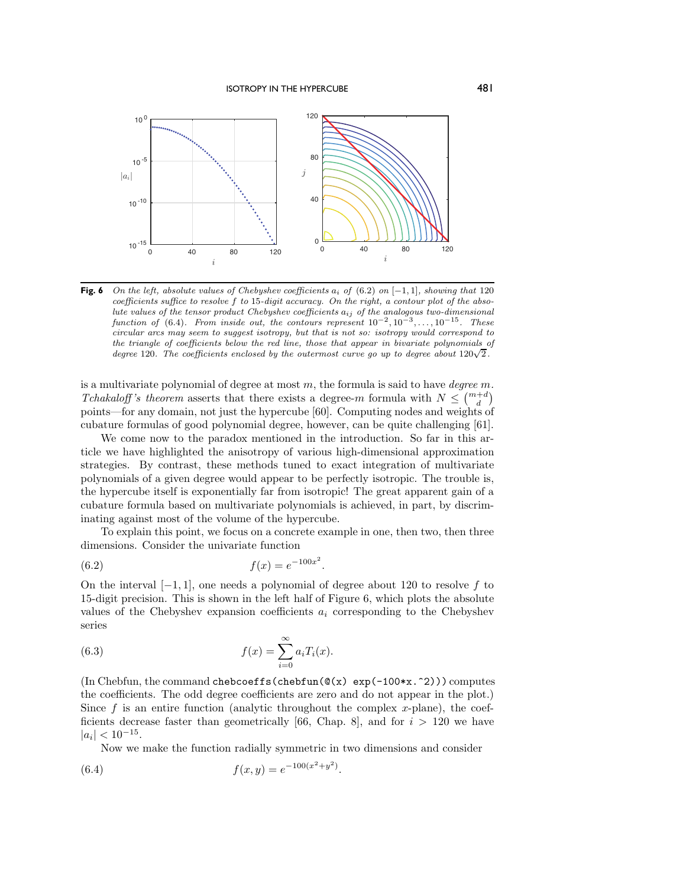**Fig. 6** *On the left, absolute values of Chebyshev coefficients $a_i$ of (6.2) on $[-1,1]$, showing that 120 coefficients suffice to resolve $f$ to 15-digit accuracy. On the right, a contour plot of the absolute values of the tensor product Chebyshev coefficients $a_{ij}$ of the analogous two-dimensional function of (6.4). From inside out, the contours represent $10^{-2}, 10^{-3}, \dots, 10^{-15}$. These circular arcs may seem to suggest isotropy, but that is not so: isotropy would correspond to the triangle of coefficients below the red line, those that appear in bivariate polynomials of degree 120. The coefficients enclosed by the outermost curve go up to degree about $120\sqrt{2}$.*

is a multivariate polynomial of degree at most $m$, the formula is said to have *degree* $m$. *Tchakaloff's theorem* asserts that there exists a degree-$m$ formula with $N \le \binom{m+d}{d}$ points—for any domain, not just the hypercube [60]. Computing nodes and weights of cubature formulas of good polynomial degree, however, can be quite challenging [61].

We come now to the paradox mentioned in the introduction. So far in this article we have highlighted the anisotropy of various high-dimensional approximation strategies. By contrast, these methods tuned to exact integration of multivariate polynomials of a given degree would appear to be perfectly isotropic. The trouble is, the hypercube itself is exponentially far from isotropic! The great apparent gain of a cubature formula based on multivariate polynomials is achieved, in part, by discriminating against most of the volume of the hypercube.

To explain this point, we focus on a concrete example in one, then two, then three dimensions. Consider the univariate function

$$f(x) = e^{-100x^2}. \tag{6.2}$$

On the interval $[-1,1]$, one needs a polynomial of degree about 120 to resolve $f$ to 15-digit precision. This is shown in the left half of Figure 6, which plots the absolute values of the Chebyshev expansion coefficients $a_i$ corresponding to the Chebyshev series

$$f(x) = \sum_{i=0}^{\infty} a_i T_i(x). \tag{6.3}$$

(In Chebfun, the command `chebcoeffs(chebfun(@(x) exp(-100*x.^2)))` computes the coefficients. The odd degree coefficients are zero and do not appear in the plot.) Since $f$ is an entire function (analytic throughout the complex $x$-plane), the coefficients decrease faster than geometrically [66, Chap. 8], and for $i > 120$ we have $|a_i| < 10^{-15}$.

Now we make the function radially symmetric in two dimensions and consider

$$f(x,y) = e^{-100(x^2+y^2)}. \tag{6.4}$$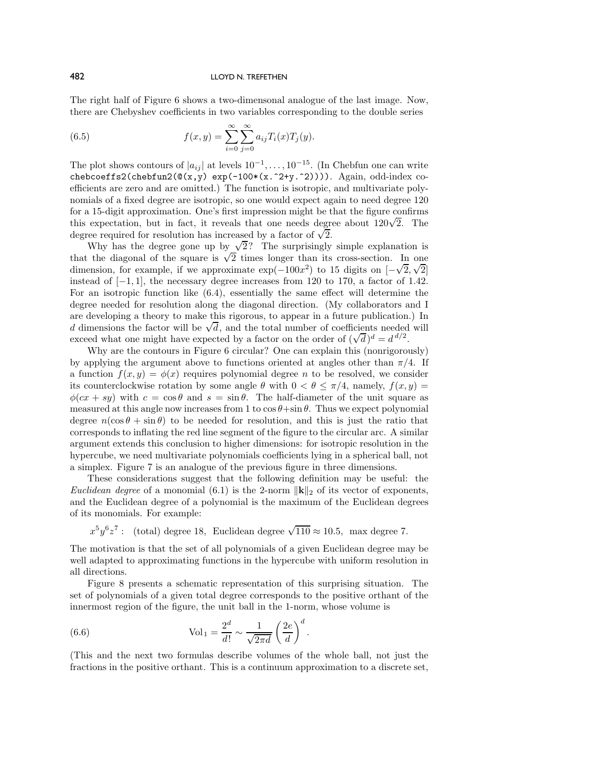The right half of Figure 6 shows a two-dimensonal analogue of the last image. Now, there are Chebyshev coefficients in two variables corresponding to the double series

$$f(x,y) = \sum_{i=0}^{\infty}\sum_{j=0}^{\infty} a_{ij} T_i(x) T_j(y). \tag{6.5}$$

The plot shows contours of $|a_{ij}|$ at levels $10^{-1}, \ldots, 10^{-15}$. (In Chebfun one can write `chebcoeffs2(chebfun2(@(x,y) exp(-100*(x.^2+y.^2))))`. Again, odd-index coefficients are zero and are omitted.) The function is isotropic, and multivariate polynomials of a fixed degree are isotropic, so one would expect again to need degree 120 for a 15-digit approximation. One's first impression might be that the figure confirms this expectation, but in fact, it reveals that one needs degree about $120\sqrt{2}$. The degree required for resolution has increased by a factor of $\sqrt{2}$.

Why has the degree gone up by $\sqrt{2}$? The surprisingly simple explanation is that the diagonal of the square is $\sqrt{2}$ times longer than its cross-section. In one dimension, for example, if we approximate $\exp(-100x^2)$ to 15 digits on $[-\sqrt{2}, \sqrt{2}]$ instead of $[-1, 1]$, the necessary degree increases from 120 to 170, a factor of 1.42. For an isotropic function like (6.4), essentially the same effect will determine the degree needed for resolution along the diagonal direction. (My collaborators and I are developing a theory to make this rigorous, to appear in a future publication.) In $d$ dimensions the factor will be $\sqrt{d}$, and the total number of coefficients needed will exceed what one might have expected by a factor on the order of $(\sqrt{d})^d = d^{\,d/2}$.

Why are the contours in Figure 6 circular? One can explain this (nonrigorously) by applying the argument above to functions oriented at angles other than $\pi/4$. If a function $f(x,y) = \phi(x)$ requires polynomial degree $n$ to be resolved, we consider its counterclockwise rotation by some angle $\theta$ with $0 < \theta \le \pi/4$, namely, $f(x,y) = \phi(cx + sy)$ with $c = \cos\theta$ and $s = \sin\theta$. The half-diameter of the unit square as measured at this angle now increases from 1 to $\cos\theta + \sin\theta$. Thus we expect polynomial degree $n(\cos\theta + \sin\theta)$ to be needed for resolution, and this is just the ratio that corresponds to inflating the red line segment of the figure to the circular arc. A similar argument extends this conclusion to higher dimensions: for isotropic resolution in the hypercube, we need multivariate polynomials coefficients lying in a spherical ball, not a simplex. Figure 7 is an analogue of the previous figure in three dimensions.

These considerations suggest that the following definition may be useful: the *Euclidean degree* of a monomial (6.1) is the 2-norm $\|\mathbf{k}\|_2$ of its vector of exponents, and the Euclidean degree of a polynomial is the maximum of the Euclidean degrees of its monomials. For example:

$$x^5y^6z^7: \quad \text{(total) degree 18, Euclidean degree } \sqrt{110} \approx 10.5, \text{ max degree 7.}$$

The motivation is that the set of all polynomials of a given Euclidean degree may be well adapted to approximating functions in the hypercube with uniform resolution in all directions.

Figure 8 presents a schematic representation of this surprising situation. The set of polynomials of a given total degree corresponds to the positive orthant of the innermost region of the figure, the unit ball in the 1-norm, whose volume is

$$\text{Vol}_1 = \frac{2^d}{d!} \sim \frac{1}{\sqrt{2\pi d}}\left(\frac{2e}{d}\right)^d. \tag{6.6}$$

(This and the next two formulas describe volumes of the whole ball, not just the fractions in the positive orthant. This is a continuum approximation to a discrete set,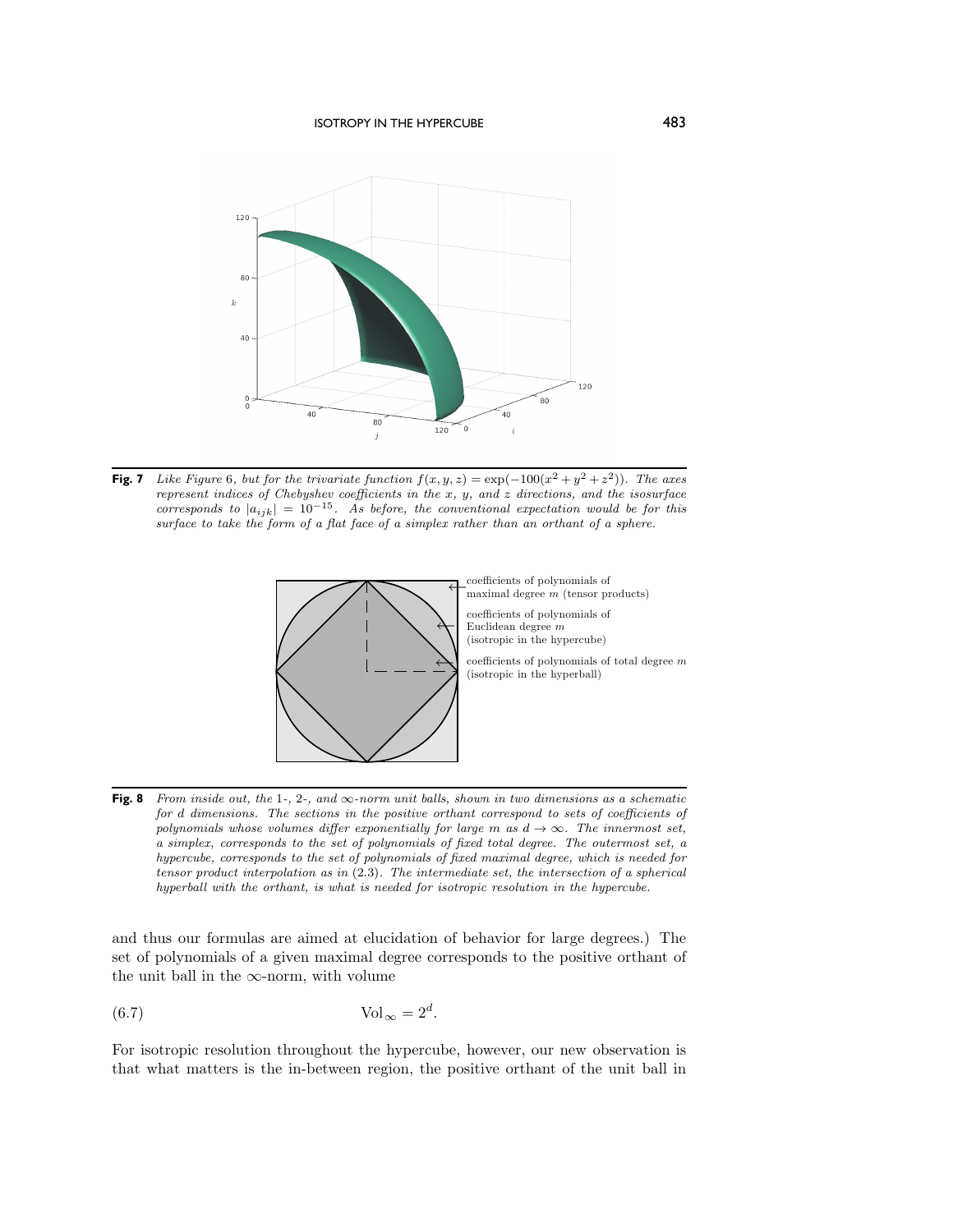**Fig. 7** *Like Figure 6, but for the trivariate function $f(x, y, z) = \exp(-100(x^2 + y^2 + z^2))$. The axes represent indices of Chebyshev coefficients in the $x$, $y$, and $z$ directions, and the isosurface corresponds to $|a_{ijk}| = 10^{-15}$. As before, the conventional expectation would be for this surface to take the form of a flat face of a simplex rather than an orthant of a sphere.*

**Fig. 8** *From inside out, the 1-, 2-, and $\infty$-norm unit balls, shown in two dimensions as a schematic for $d$ dimensions. The sections in the positive orthant correspond to sets of coefficients of polynomials whose volumes differ exponentially for large $m$ as $d \to \infty$. The innermost set, a simplex, corresponds to the set of polynomials of fixed total degree. The outermost set, a hypercube, corresponds to the set of polynomials of fixed maximal degree, which is needed for tensor product interpolation as in (2.3). The intermediate set, the intersection of a spherical hyperball with the orthant, is what is needed for isotropic resolution in the hypercube.*

and thus our formulas are aimed at elucidation of behavior for large degrees.) The set of polynomials of a given maximal degree corresponds to the positive orthant of the unit ball in the $\infty$-norm, with volume

$$\mathrm{Vol}_\infty = 2^d. \tag{6.7}$$

For isotropic resolution throughout the hypercube, however, our new observation is that what matters is the in-between region, the positive orthant of the unit ball in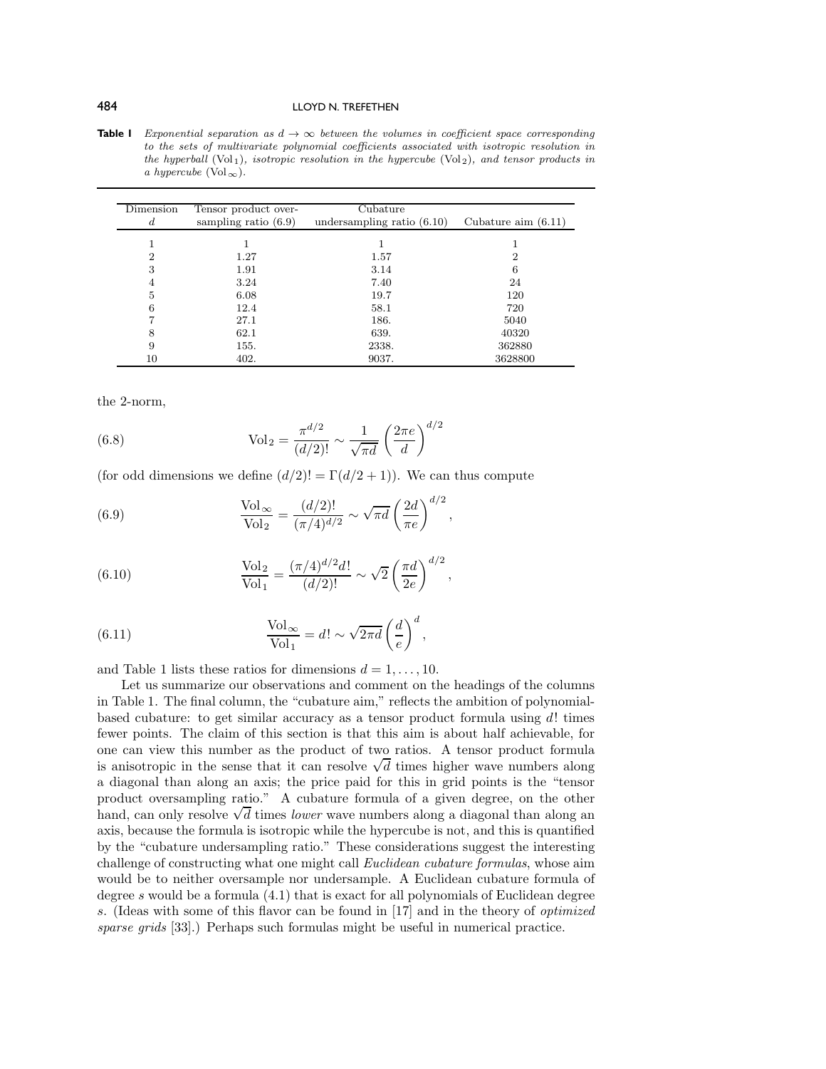**Table 1** *Exponential separation as $d \to \infty$ between the volumes in coefficient space corresponding to the sets of multivariate polynomial coefficients associated with isotropic resolution in the hyperball* ($\mathrm{Vol}_1$)*, isotropic resolution in the hypercube* ($\mathrm{Vol}_2$)*, and tensor products in a hypercube* ($\mathrm{Vol}_\infty$)*.*

| Dimension $d$ | Tensor product over-sampling ratio (6.9) | Cubature undersampling ratio (6.10) | Cubature aim (6.11) |
|---|---|---|---|
| 1 | 1 | 1 | 1 |
| 2 | 1.27 | 1.57 | 2 |
| 3 | 1.91 | 3.14 | 6 |
| 4 | 3.24 | 7.40 | 24 |
| 5 | 6.08 | 19.7 | 120 |
| 6 | 12.4 | 58.1 | 720 |
| 7 | 27.1 | 186. | 5040 |
| 8 | 62.1 | 639. | 40320 |
| 9 | 155. | 2338. | 362880 |
| 10 | 402. | 9037. | 3628800 |

the 2-norm,

$$\mathrm{Vol}_2 = \frac{\pi^{d/2}}{(d/2)!} \sim \frac{1}{\sqrt{\pi d}} \left(\frac{2\pi e}{d}\right)^{d/2} \tag{6.8}$$

(for odd dimensions we define $(d/2)! = \Gamma(d/2+1)$). We can thus compute

$$\frac{\mathrm{Vol}_\infty}{\mathrm{Vol}_2} = \frac{(d/2)!}{(\pi/4)^{d/2}} \sim \sqrt{\pi d} \left(\frac{2d}{\pi e}\right)^{d/2}, \tag{6.9}$$

$$\frac{\mathrm{Vol}_2}{\mathrm{Vol}_1} = \frac{(\pi/4)^{d/2} d!}{(d/2)!} \sim \sqrt{2} \left(\frac{\pi d}{2e}\right)^{d/2}, \tag{6.10}$$

$$\frac{\mathrm{Vol}_\infty}{\mathrm{Vol}_1} = d! \sim \sqrt{2\pi d} \left(\frac{d}{e}\right)^{d}, \tag{6.11}$$

and Table 1 lists these ratios for dimensions $d = 1, \ldots, 10$.

Let us summarize our observations and comment on the headings of the columns in Table 1. The final column, the "cubature aim," reflects the ambition of polynomial-based cubature: to get similar accuracy as a tensor product formula using $d!$ times fewer points. The claim of this section is that this aim is about half achievable, for one can view this number as the product of two ratios. A tensor product formula is anisotropic in the sense that it can resolve $\sqrt{d}$ times higher wave numbers along a diagonal than along an axis; the price paid for this in grid points is the "tensor product oversampling ratio." A cubature formula of a given degree, on the other hand, can only resolve $\sqrt{d}$ times *lower* wave numbers along a diagonal than along an axis, because the formula is isotropic while the hypercube is not, and this is quantified by the "cubature undersampling ratio." These considerations suggest the interesting challenge of constructing what one might call *Euclidean cubature formulas*, whose aim would be to neither oversample nor undersample. A Euclidean cubature formula of degree $s$ would be a formula (4.1) that is exact for all polynomials of Euclidean degree $s$. (Ideas with some of this flavor can be found in [17] and in the theory of *optimized sparse grids* [33].) Perhaps such formulas might be useful in numerical practice.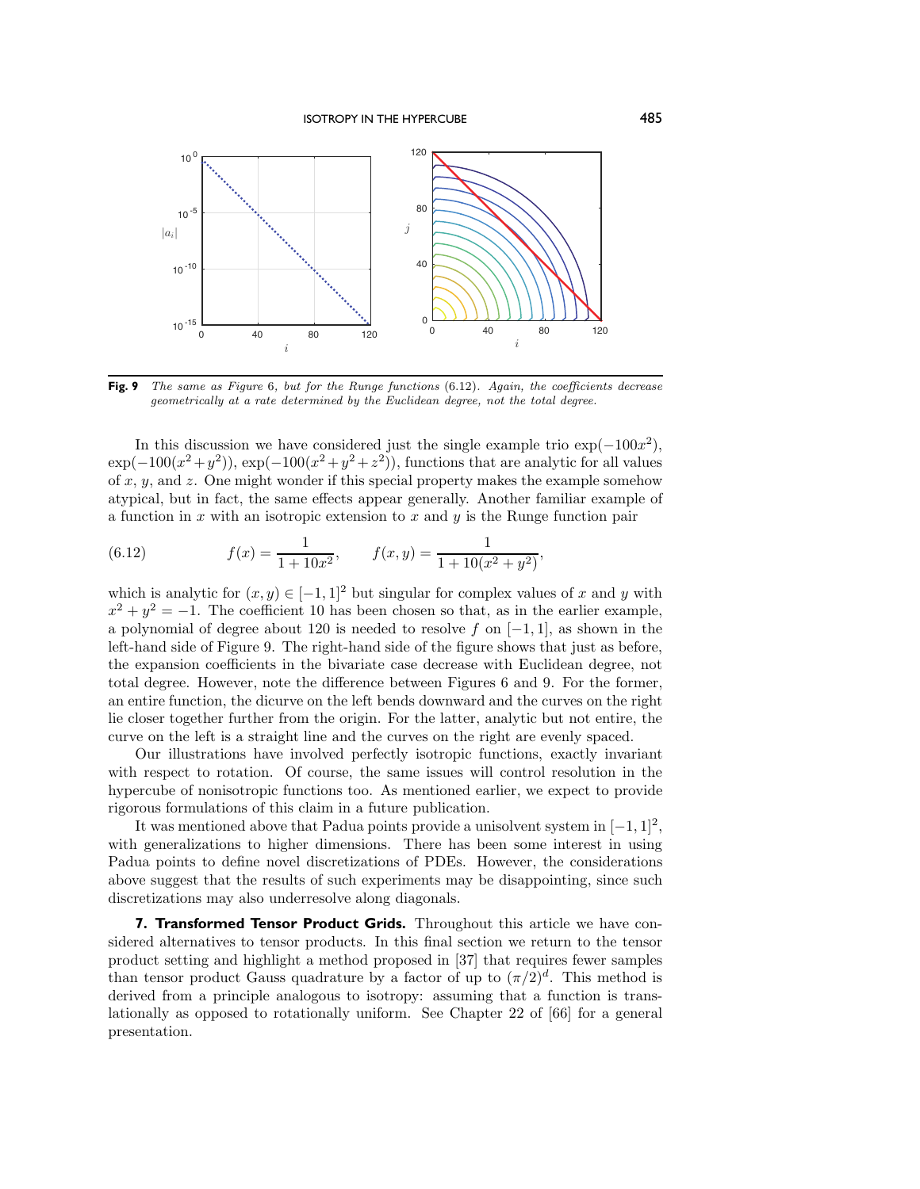**Fig. 9** *The same as Figure 6, but for the Runge functions (6.12). Again, the coefficients decrease geometrically at a rate determined by the Euclidean degree, not the total degree.*

In this discussion we have considered just the single example trio $\exp(-100x^2)$, $\exp(-100(x^2+y^2))$, $\exp(-100(x^2+y^2+z^2))$, functions that are analytic for all values of $x$, $y$, and $z$. One might wonder if this special property makes the example somehow atypical, but in fact, the same effects appear generally. Another familiar example of a function in $x$ with an isotropic extension to $x$ and $y$ is the Runge function pair

$$f(x) = \frac{1}{1+10x^2}, \qquad f(x,y) = \frac{1}{1+10(x^2+y^2)}, \tag{6.12}$$

which is analytic for $(x,y) \in [-1,1]^2$ but singular for complex values of $x$ and $y$ with $x^2+y^2 = -1$. The coefficient 10 has been chosen so that, as in the earlier example, a polynomial of degree about 120 is needed to resolve $f$ on $[-1,1]$, as shown in the left-hand side of Figure 9. The right-hand side of the figure shows that just as before, the expansion coefficients in the bivariate case decrease with Euclidean degree, not total degree. However, note the difference between Figures 6 and 9. For the former, an entire function, the dicurve on the left bends downward and the curves on the right lie closer together further from the origin. For the latter, analytic but not entire, the curve on the left is a straight line and the curves on the right are evenly spaced.

Our illustrations have involved perfectly isotropic functions, exactly invariant with respect to rotation. Of course, the same issues will control resolution in the hypercube of nonisotropic functions too. As mentioned earlier, we expect to provide rigorous formulations of this claim in a future publication.

It was mentioned above that Padua points provide a unisolvent system in $[-1,1]^2$, with generalizations to higher dimensions. There has been some interest in using Padua points to define novel discretizations of PDEs. However, the considerations above suggest that the results of such experiments may be disappointing, since such discretizations may also underresolve along diagonals.

## 7. Transformed Tensor Product Grids.

Throughout this article we have considered alternatives to tensor products. In this final section we return to the tensor product setting and highlight a method proposed in [37] that requires fewer samples than tensor product Gauss quadrature by a factor of up to $(\pi/2)^d$. This method is derived from a principle analogous to isotropy: assuming that a function is translationally as opposed to rotationally uniform. See Chapter 22 of [66] for a general presentation.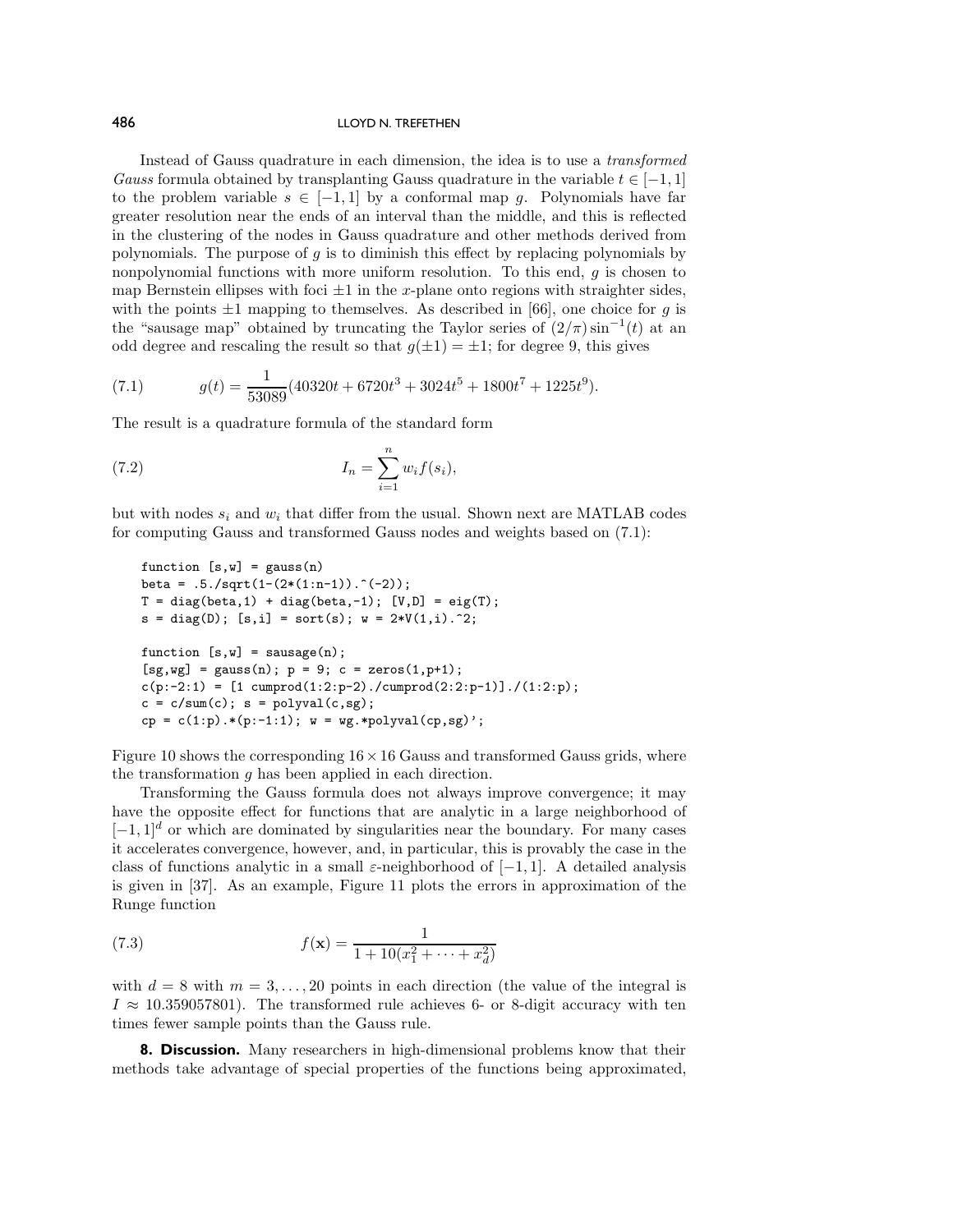Instead of Gauss quadrature in each dimension, the idea is to use a *transformed Gauss* formula obtained by transplanting Gauss quadrature in the variable $t \in [-1,1]$ to the problem variable $s \in [-1,1]$ by a conformal map $g$. Polynomials have far greater resolution near the ends of an interval than the middle, and this is reflected in the clustering of the nodes in Gauss quadrature and other methods derived from polynomials. The purpose of $g$ is to diminish this effect by replacing polynomials by nonpolynomial functions with more uniform resolution. To this end, $g$ is chosen to map Bernstein ellipses with foci $\pm 1$ in the $x$-plane onto regions with straighter sides, with the points $\pm 1$ mapping to themselves. As described in [66], one choice for $g$ is the "sausage map" obtained by truncating the Taylor series of $(2/\pi)\sin^{-1}(t)$ at an odd degree and rescaling the result so that $g(\pm 1) = \pm 1$; for degree 9, this gives

$$g(t) = \frac{1}{53089}(40320t + 6720t^3 + 3024t^5 + 1800t^7 + 1225t^9). \tag{7.1}$$

The result is a quadrature formula of the standard form

$$I_n = \sum_{i=1}^{n} w_i f(s_i), \tag{7.2}$$

but with nodes $s_i$ and $w_i$ that differ from the usual. Shown next are MATLAB codes for computing Gauss and transformed Gauss nodes and weights based on (7.1):

```
function [s,w] = gauss(n)
beta = .5./sqrt(1-(2*(1:n-1)).^(-2));
T = diag(beta,1) + diag(beta,-1); [V,D] = eig(T);
s = diag(D); [s,i] = sort(s); w = 2*V(1,i).^2;

function [s,w] = sausage(n);
[sg,wg] = gauss(n); p = 9; c = zeros(1,p+1);
c(p:-2:1) = [1 cumprod(1:2:p-2)./cumprod(2:2:p-1)]./(1:2:p);
c = c/sum(c); s = polyval(c,sg);
cp = c(1:p).*(p:-1:1); w = wg.*polyval(cp,sg)';
```

Figure 10 shows the corresponding $16 \times 16$ Gauss and transformed Gauss grids, where the transformation $g$ has been applied in each direction.

Transforming the Gauss formula does not always improve convergence; it may have the opposite effect for functions that are analytic in a large neighborhood of $[-1,1]^d$ or which are dominated by singularities near the boundary. For many cases it accelerates convergence, however, and, in particular, this is provably the case in the class of functions analytic in a small $\varepsilon$-neighborhood of $[-1,1]$. A detailed analysis is given in [37]. As an example, Figure 11 plots the errors in approximation of the Runge function

$$f(\mathbf{x}) = \frac{1}{1 + 10(x_1^2 + \cdots + x_d^2)} \tag{7.3}$$

with $d = 8$ with $m = 3, \ldots, 20$ points in each direction (the value of the integral is $I \approx 10.359057801$). The transformed rule achieves 6- or 8-digit accuracy with ten times fewer sample points than the Gauss rule.

## 8. Discussion.

Many researchers in high-dimensional problems know that their methods take advantage of special properties of the functions being approximated,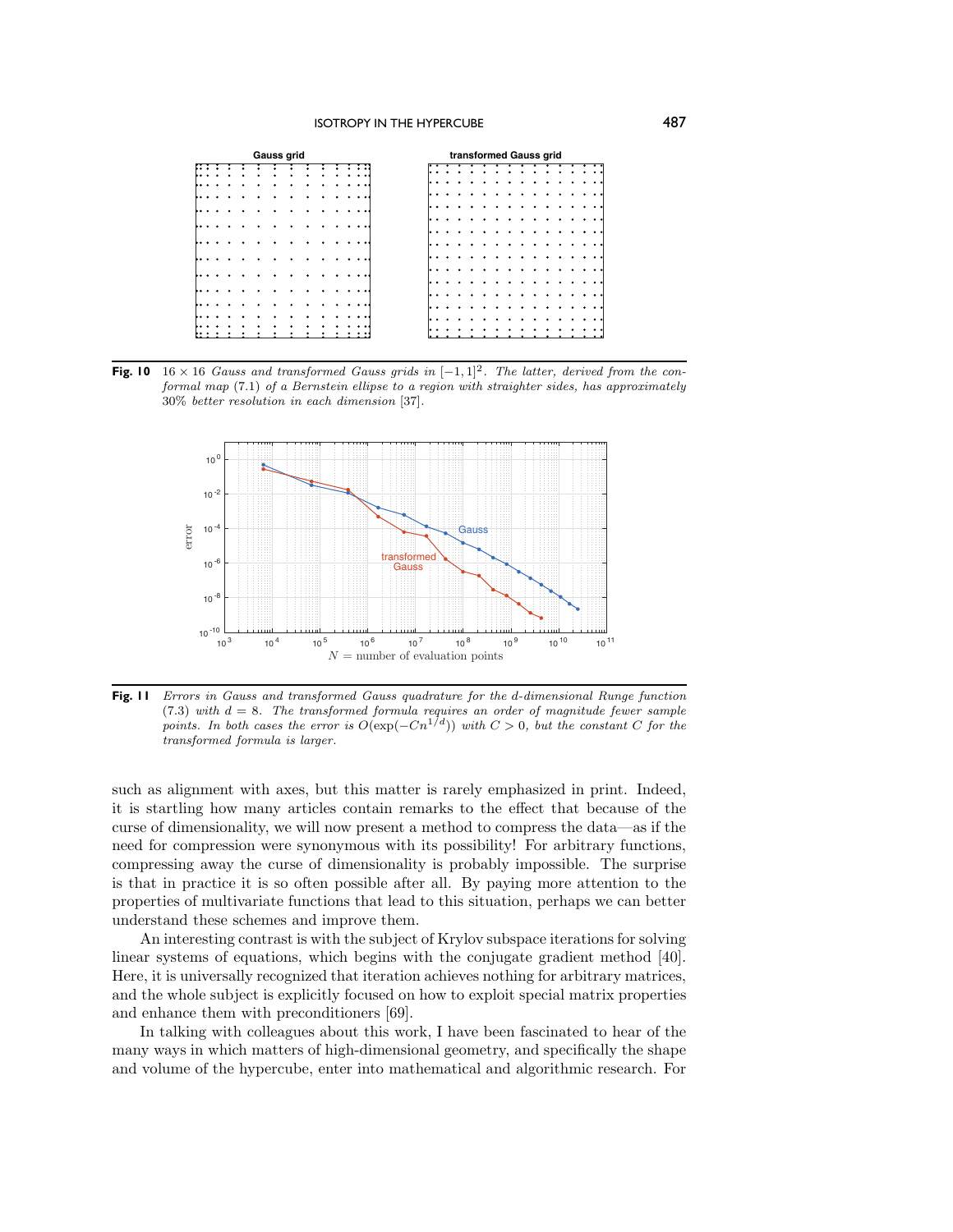**Fig. 10** $16 \times 16$ *Gauss and transformed Gauss grids in* $[-1,1]^2$*. The latter, derived from the conformal map* (7.1) *of a Bernstein ellipse to a region with straighter sides, has approximately* 30% *better resolution in each dimension* [37].

**Fig. 11** *Errors in Gauss and transformed Gauss quadrature for the d-dimensional Runge function* (7.3) *with* $d = 8$*. The transformed formula requires an order of magnitude fewer sample points. In both cases the error is* $O(\exp(-Cn^{1/d}))$ *with* $C > 0$*, but the constant* $C$ *for the transformed formula is larger.*

such as alignment with axes, but this matter is rarely emphasized in print. Indeed, it is startling how many articles contain remarks to the effect that because of the curse of dimensionality, we will now present a method to compress the data—as if the need for compression were synonymous with its possibility! For arbitrary functions, compressing away the curse of dimensionality is probably impossible. The surprise is that in practice it is so often possible after all. By paying more attention to the properties of multivariate functions that lead to this situation, perhaps we can better understand these schemes and improve them.

An interesting contrast is with the subject of Krylov subspace iterations for solving linear systems of equations, which begins with the conjugate gradient method [40]. Here, it is universally recognized that iteration achieves nothing for arbitrary matrices, and the whole subject is explicitly focused on how to exploit special matrix properties and enhance them with preconditioners [69].

In talking with colleagues about this work, I have been fascinated to hear of the many ways in which matters of high-dimensional geometry, and specifically the shape and volume of the hypercube, enter into mathematical and algorithmic research. For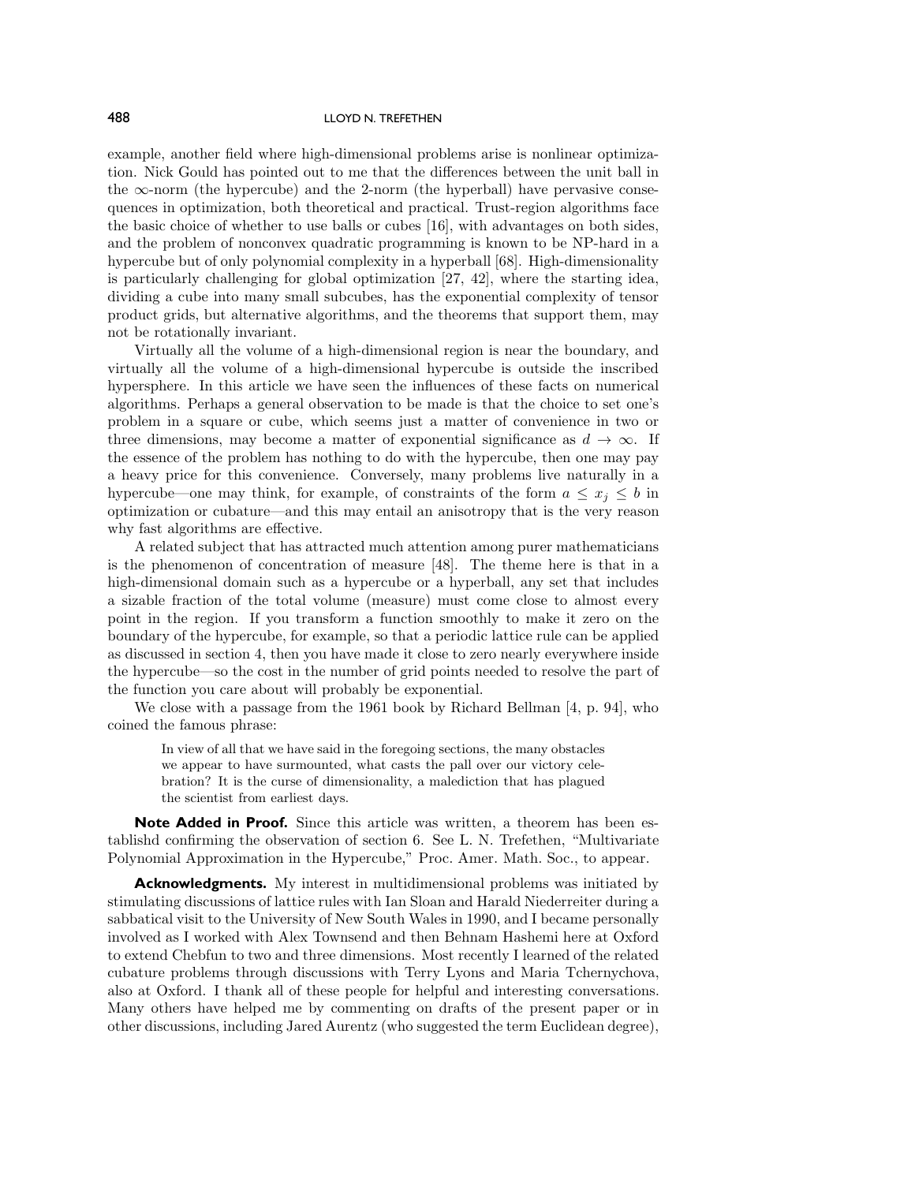example, another field where high-dimensional problems arise is nonlinear optimization. Nick Gould has pointed out to me that the differences between the unit ball in the $\infty$-norm (the hypercube) and the 2-norm (the hyperball) have pervasive consequences in optimization, both theoretical and practical. Trust-region algorithms face the basic choice of whether to use balls or cubes [16], with advantages on both sides, and the problem of nonconvex quadratic programming is known to be NP-hard in a hypercube but of only polynomial complexity in a hyperball [68]. High-dimensionality is particularly challenging for global optimization [27, 42], where the starting idea, dividing a cube into many small subcubes, has the exponential complexity of tensor product grids, but alternative algorithms, and the theorems that support them, may not be rotationally invariant.

Virtually all the volume of a high-dimensional region is near the boundary, and virtually all the volume of a high-dimensional hypercube is outside the inscribed hypersphere. In this article we have seen the influences of these facts on numerical algorithms. Perhaps a general observation to be made is that the choice to set one's problem in a square or cube, which seems just a matter of convenience in two or three dimensions, may become a matter of exponential significance as $d \to \infty$. If the essence of the problem has nothing to do with the hypercube, then one may pay a heavy price for this convenience. Conversely, many problems live naturally in a hypercube—one may think, for example, of constraints of the form $a \le x_j \le b$ in optimization or cubature—and this may entail an anisotropy that is the very reason why fast algorithms are effective.

A related subject that has attracted much attention among purer mathematicians is the phenomenon of concentration of measure [48]. The theme here is that in a high-dimensional domain such as a hypercube or a hyperball, any set that includes a sizable fraction of the total volume (measure) must come close to almost every point in the region. If you transform a function smoothly to make it zero on the boundary of the hypercube, for example, so that a periodic lattice rule can be applied as discussed in section 4, then you have made it close to zero nearly everywhere inside the hypercube—so the cost in the number of grid points needed to resolve the part of the function you care about will probably be exponential.

We close with a passage from the 1961 book by Richard Bellman [4, p. 94], who coined the famous phrase:

> In view of all that we have said in the foregoing sections, the many obstacles we appear to have surmounted, what casts the pall over our victory celebration? It is the curse of dimensionality, a malediction that has plagued the scientist from earliest days.

**Note Added in Proof.** Since this article was written, a theorem has been establishd confirming the observation of section 6. See L. N. Trefethen, "Multivariate Polynomial Approximation in the Hypercube," Proc. Amer. Math. Soc., to appear.

**Acknowledgments.** My interest in multidimensional problems was initiated by stimulating discussions of lattice rules with Ian Sloan and Harald Niederreiter during a sabbatical visit to the University of New South Wales in 1990, and I became personally involved as I worked with Alex Townsend and then Behnam Hashemi here at Oxford to extend Chebfun to two and three dimensions. Most recently I learned of the related cubature problems through discussions with Terry Lyons and Maria Tchernychova, also at Oxford. I thank all of these people for helpful and interesting conversations. Many others have helped me by commenting on drafts of the present paper or in other discussions, including Jared Aurentz (who suggested the term Euclidean degree),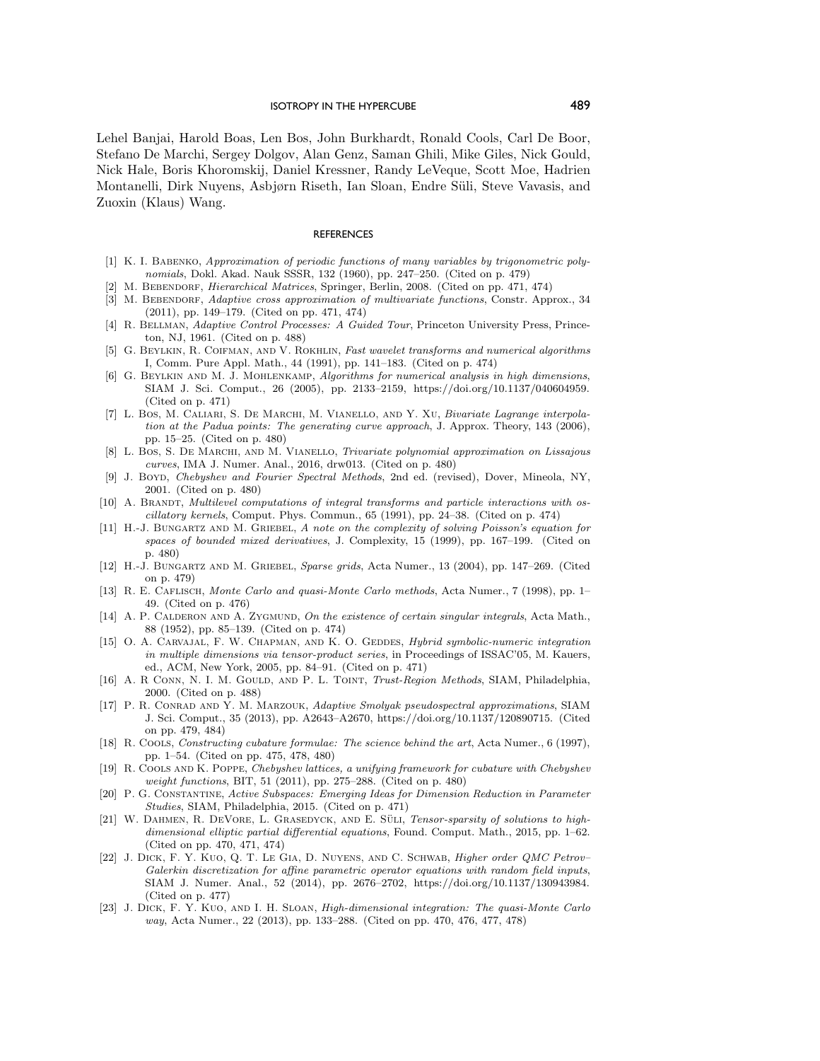Lehel Banjai, Harold Boas, Len Bos, John Burkhardt, Ronald Cools, Carl De Boor, Stefano De Marchi, Sergey Dolgov, Alan Genz, Saman Ghili, Mike Giles, Nick Gould, Nick Hale, Boris Khoromskij, Daniel Kressner, Randy LeVeque, Scott Moe, Hadrien Montanelli, Dirk Nuyens, Asbjørn Riseth, Ian Sloan, Endre Süli, Steve Vavasis, and Zuoxin (Klaus) Wang.

## REFERENCES

[1] K. I. Babenko, *Approximation of periodic functions of many variables by trigonometric polynomials*, Dokl. Akad. Nauk SSSR, 132 (1960), pp. 247–250. (Cited on p. 479)

[2] M. Bebendorf, *Hierarchical Matrices*, Springer, Berlin, 2008. (Cited on pp. 471, 474)

[3] M. Bebendorf, *Adaptive cross approximation of multivariate functions*, Constr. Approx., 34 (2011), pp. 149–179. (Cited on pp. 471, 474)

[4] R. Bellman, *Adaptive Control Processes: A Guided Tour*, Princeton University Press, Princeton, NJ, 1961. (Cited on p. 488)

[5] G. Beylkin, R. Coifman, and V. Rokhlin, *Fast wavelet transforms and numerical algorithms I*, Comm. Pure Appl. Math., 44 (1991), pp. 141–183. (Cited on p. 474)

[6] G. Beylkin and M. J. Mohlenkamp, *Algorithms for numerical analysis in high dimensions*, SIAM J. Sci. Comput., 26 (2005), pp. 2133–2159, https://doi.org/10.1137/040604959. (Cited on p. 471)

[7] L. Bos, M. Caliari, S. De Marchi, M. Vianello, and Y. Xu, *Bivariate Lagrange interpolation at the Padua points: The generating curve approach*, J. Approx. Theory, 143 (2006), pp. 15–25. (Cited on p. 480)

[8] L. Bos, S. De Marchi, and M. Vianello, *Trivariate polynomial approximation on Lissajous curves*, IMA J. Numer. Anal., 2016, drw013. (Cited on p. 480)

[9] J. Boyd, *Chebyshev and Fourier Spectral Methods*, 2nd ed. (revised), Dover, Mineola, NY, 2001. (Cited on p. 480)

[10] A. Brandt, *Multilevel computations of integral transforms and particle interactions with oscillatory kernels*, Comput. Phys. Commun., 65 (1991), pp. 24–38. (Cited on p. 474)

[11] H.-J. Bungartz and M. Griebel, *A note on the complexity of solving Poisson's equation for spaces of bounded mixed derivatives*, J. Complexity, 15 (1999), pp. 167–199. (Cited on p. 480)

[12] H.-J. Bungartz and M. Griebel, *Sparse grids*, Acta Numer., 13 (2004), pp. 147–269. (Cited on p. 479)

[13] R. E. Caflisch, *Monte Carlo and quasi-Monte Carlo methods*, Acta Numer., 7 (1998), pp. 1–49. (Cited on p. 476)

[14] A. P. Calderon and A. Zygmund, *On the existence of certain singular integrals*, Acta Math., 88 (1952), pp. 85–139. (Cited on p. 474)

[15] O. A. Carvajal, F. W. Chapman, and K. O. Geddes, *Hybrid symbolic-numeric integration in multiple dimensions via tensor-product series*, in Proceedings of ISSAC'05, M. Kauers, ed., ACM, New York, 2005, pp. 84–91. (Cited on p. 471)

[16] A. R Conn, N. I. M. Gould, and P. L. Toint, *Trust-Region Methods*, SIAM, Philadelphia, 2000. (Cited on p. 488)

[17] P. R. Conrad and Y. M. Marzouk, *Adaptive Smolyak pseudospectral approximations*, SIAM J. Sci. Comput., 35 (2013), pp. A2643–A2670, https://doi.org/10.1137/120890715. (Cited on pp. 479, 484)

[18] R. Cools, *Constructing cubature formulae: The science behind the art*, Acta Numer., 6 (1997), pp. 1–54. (Cited on pp. 475, 478, 480)

[19] R. Cools and K. Poppe, *Chebyshev lattices, a unifying framework for cubature with Chebyshev weight functions*, BIT, 51 (2011), pp. 275–288. (Cited on p. 480)

[20] P. G. Constantine, *Active Subspaces: Emerging Ideas for Dimension Reduction in Parameter Studies*, SIAM, Philadelphia, 2015. (Cited on p. 471)

[21] W. Dahmen, R. DeVore, L. Grasedyck, and E. Süli, *Tensor-sparsity of solutions to high-dimensional elliptic partial differential equations*, Found. Comput. Math., 2015, pp. 1–62. (Cited on pp. 470, 471, 474)

[22] J. Dick, F. Y. Kuo, Q. T. Le Gia, D. Nuyens, and C. Schwab, *Higher order QMC Petrov–Galerkin discretization for affine parametric operator equations with random field inputs*, SIAM J. Numer. Anal., 52 (2014), pp. 2676–2702, https://doi.org/10.1137/130943984. (Cited on p. 477)

[23] J. Dick, F. Y. Kuo, and I. H. Sloan, *High-dimensional integration: The quasi-Monte Carlo way*, Acta Numer., 22 (2013), pp. 133–288. (Cited on pp. 470, 476, 477, 478)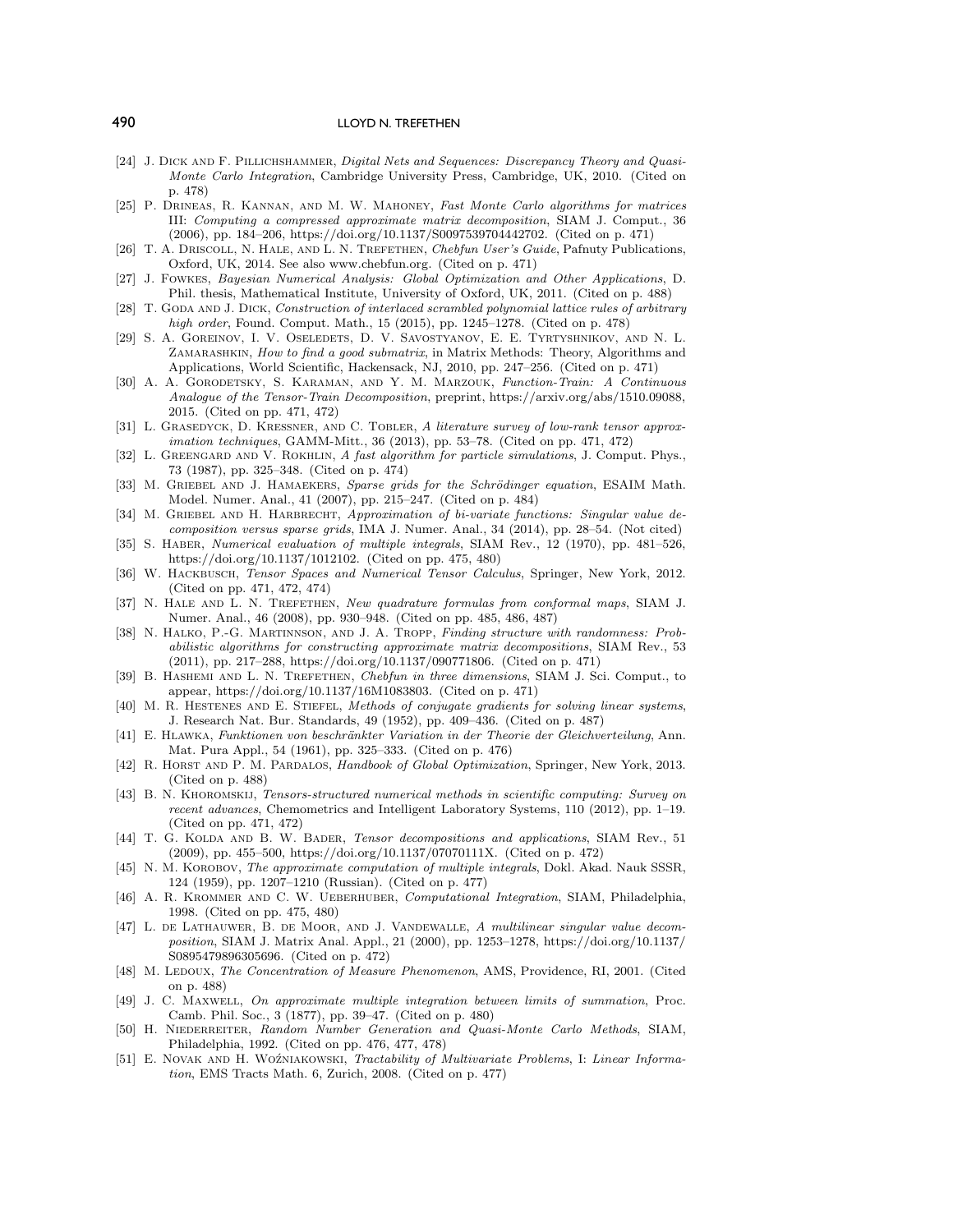[24] J. Dick and F. Pillichshammer, *Digital Nets and Sequences: Discrepancy Theory and Quasi-Monte Carlo Integration*, Cambridge University Press, Cambridge, UK, 2010. (Cited on p. 478)

[25] P. Drineas, R. Kannan, and M. W. Mahoney, *Fast Monte Carlo algorithms for matrices* III: *Computing a compressed approximate matrix decomposition*, SIAM J. Comput., 36 (2006), pp. 184–206, https://doi.org/10.1137/S0097539704442702. (Cited on p. 471)

[26] T. A. Driscoll, N. Hale, and L. N. Trefethen, *Chebfun User's Guide*, Pafnuty Publications, Oxford, UK, 2014. See also www.chebfun.org. (Cited on p. 471)

[27] J. Fowkes, *Bayesian Numerical Analysis: Global Optimization and Other Applications*, D. Phil. thesis, Mathematical Institute, University of Oxford, UK, 2011. (Cited on p. 488)

[28] T. Goda and J. Dick, *Construction of interlaced scrambled polynomial lattice rules of arbitrary high order*, Found. Comput. Math., 15 (2015), pp. 1245–1278. (Cited on p. 478)

[29] S. A. Goreinov, I. V. Oseledets, D. V. Savostyanov, E. E. Tyrtyshnikov, and N. L. Zamarashkin, *How to find a good submatrix*, in Matrix Methods: Theory, Algorithms and Applications, World Scientific, Hackensack, NJ, 2010, pp. 247–256. (Cited on p. 471)

[30] A. A. Gorodetsky, S. Karaman, and Y. M. Marzouk, *Function-Train: A Continuous Analogue of the Tensor-Train Decomposition*, preprint, https://arxiv.org/abs/1510.09088, 2015. (Cited on pp. 471, 472)

[31] L. Grasedyck, D. Kressner, and C. Tobler, *A literature survey of low-rank tensor approximation techniques*, GAMM-Mitt., 36 (2013), pp. 53–78. (Cited on pp. 471, 472)

[32] L. Greengard and V. Rokhlin, *A fast algorithm for particle simulations*, J. Comput. Phys., 73 (1987), pp. 325–348. (Cited on p. 474)

[33] M. Griebel and J. Hamaekers, *Sparse grids for the Schrödinger equation*, ESAIM Math. Model. Numer. Anal., 41 (2007), pp. 215–247. (Cited on p. 484)

[34] M. Griebel and H. Harbrecht, *Approximation of bi-variate functions: Singular value decomposition versus sparse grids*, IMA J. Numer. Anal., 34 (2014), pp. 28–54. (Not cited)

[35] S. Haber, *Numerical evaluation of multiple integrals*, SIAM Rev., 12 (1970), pp. 481–526, https://doi.org/10.1137/1012102. (Cited on pp. 475, 480)

[36] W. Hackbusch, *Tensor Spaces and Numerical Tensor Calculus*, Springer, New York, 2012. (Cited on pp. 471, 472, 474)

[37] N. Hale and L. N. Trefethen, *New quadrature formulas from conformal maps*, SIAM J. Numer. Anal., 46 (2008), pp. 930–948. (Cited on pp. 485, 486, 487)

[38] N. Halko, P.-G. Martinnson, and J. A. Tropp, *Finding structure with randomness: Probabilistic algorithms for constructing approximate matrix decompositions*, SIAM Rev., 53 (2011), pp. 217–288, https://doi.org/10.1137/090771806. (Cited on p. 471)

[39] B. Hashemi and L. N. Trefethen, *Chebfun in three dimensions*, SIAM J. Sci. Comput., to appear, https://doi.org/10.1137/16M1083803. (Cited on p. 471)

[40] M. R. Hestenes and E. Stiefel, *Methods of conjugate gradients for solving linear systems*, J. Research Nat. Bur. Standards, 49 (1952), pp. 409–436. (Cited on p. 487)

[41] E. Hlawka, *Funktionen von beschränkter Variation in der Theorie der Gleichverteilung*, Ann. Mat. Pura Appl., 54 (1961), pp. 325–333. (Cited on p. 476)

[42] R. Horst and P. M. Pardalos, *Handbook of Global Optimization*, Springer, New York, 2013. (Cited on p. 488)

[43] B. N. Khoromskij, *Tensors-structured numerical methods in scientific computing: Survey on recent advances*, Chemometrics and Intelligent Laboratory Systems, 110 (2012), pp. 1–19. (Cited on pp. 471, 472)

[44] T. G. Kolda and B. W. Bader, *Tensor decompositions and applications*, SIAM Rev., 51 (2009), pp. 455–500, https://doi.org/10.1137/07070111X. (Cited on p. 472)

[45] N. M. Korobov, *The approximate computation of multiple integrals*, Dokl. Akad. Nauk SSSR, 124 (1959), pp. 1207–1210 (Russian). (Cited on p. 477)

[46] A. R. Krommer and C. W. Ueberhuber, *Computational Integration*, SIAM, Philadelphia, 1998. (Cited on pp. 475, 480)

[47] L. de Lathauwer, B. de Moor, and J. Vandewalle, *A multilinear singular value decomposition*, SIAM J. Matrix Anal. Appl., 21 (2000), pp. 1253–1278, https://doi.org/10.1137/S0895479896305696. (Cited on p. 472)

[48] M. Ledoux, *The Concentration of Measure Phenomenon*, AMS, Providence, RI, 2001. (Cited on p. 488)

[49] J. C. Maxwell, *On approximate multiple integration between limits of summation*, Proc. Camb. Phil. Soc., 3 (1877), pp. 39–47. (Cited on p. 480)

[50] H. Niederreiter, *Random Number Generation and Quasi-Monte Carlo Methods*, SIAM, Philadelphia, 1992. (Cited on pp. 476, 477, 478)

[51] E. Novak and H. Woźniakowski, *Tractability of Multivariate Problems*, I: *Linear Information*, EMS Tracts Math. 6, Zurich, 2008. (Cited on p. 477)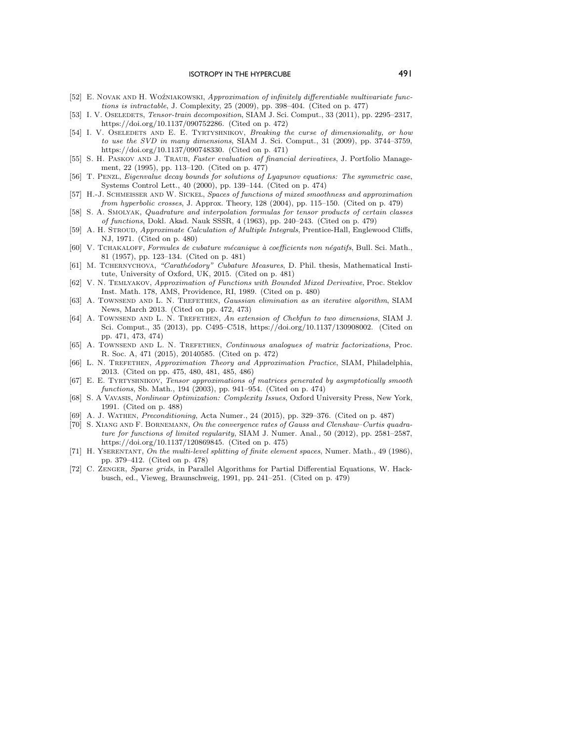[52] E. Novak and H. Woźniakowski, *Approximation of infinitely differentiable multivariate functions is intractable*, J. Complexity, 25 (2009), pp. 398–404. (Cited on p. 477)

[53] I. V. Oseledets, *Tensor-train decomposition*, SIAM J. Sci. Comput., 33 (2011), pp. 2295–2317, https://doi.org/10.1137/090752286. (Cited on p. 472)

[54] I. V. Oseledets and E. E. Tyrtyshnikov, *Breaking the curse of dimensionality, or how to use the SVD in many dimensions*, SIAM J. Sci. Comput., 31 (2009), pp. 3744–3759, https://doi.org/10.1137/090748330. (Cited on p. 471)

[55] S. H. Paskov and J. Traub, *Faster evaluation of financial derivatives*, J. Portfolio Management, 22 (1995), pp. 113–120. (Cited on p. 477)

[56] T. Penzl, *Eigenvalue decay bounds for solutions of Lyapunov equations: The symmetric case*, Systems Control Lett., 40 (2000), pp. 139–144. (Cited on p. 474)

[57] H.-J. Schmeisser and W. Sickel, *Spaces of functions of mixed smoothness and approximation from hyperbolic crosses*, J. Approx. Theory, 128 (2004), pp. 115–150. (Cited on p. 479)

[58] S. A. Smolyak, *Quadrature and interpolation formulas for tensor products of certain classes of functions*, Dokl. Akad. Nauk SSSR, 4 (1963), pp. 240–243. (Cited on p. 479)

[59] A. H. Stroud, *Approximate Calculation of Multiple Integrals*, Prentice-Hall, Englewood Cliffs, NJ, 1971. (Cited on p. 480)

[60] V. Tchakaloff, *Formules de cubature mécanique à coefficients non négatifs*, Bull. Sci. Math., 81 (1957), pp. 123–134. (Cited on p. 481)

[61] M. Tchernychova, *"Carathéodory" Cubature Measures*, D. Phil. thesis, Mathematical Institute, University of Oxford, UK, 2015. (Cited on p. 481)

[62] V. N. Temlyakov, *Approximation of Functions with Bounded Mixed Derivative*, Proc. Steklov Inst. Math. 178, AMS, Providence, RI, 1989. (Cited on p. 480)

[63] A. Townsend and L. N. Trefethen, *Gaussian elimination as an iterative algorithm*, SIAM News, March 2013. (Cited on pp. 472, 473)

[64] A. Townsend and L. N. Trefethen, *An extension of Chebfun to two dimensions*, SIAM J. Sci. Comput., 35 (2013), pp. C495–C518, https://doi.org/10.1137/130908002. (Cited on pp. 471, 473, 474)

[65] A. Townsend and L. N. Trefethen, *Continuous analogues of matrix factorizations*, Proc. R. Soc. A, 471 (2015), 20140585. (Cited on p. 472)

[66] L. N. Trefethen, *Approximation Theory and Approximation Practice*, SIAM, Philadelphia, 2013. (Cited on pp. 475, 480, 481, 485, 486)

[67] E. E. Tyrtyshnikov, *Tensor approximations of matrices generated by asymptotically smooth functions*, Sb. Math., 194 (2003), pp. 941–954. (Cited on p. 474)

[68] S. A Vavasis, *Nonlinear Optimization: Complexity Issues*, Oxford University Press, New York, 1991. (Cited on p. 488)

[69] A. J. Wathen, *Preconditioning*, Acta Numer., 24 (2015), pp. 329–376. (Cited on p. 487)

[70] S. Xiang and F. Bornemann, *On the convergence rates of Gauss and Clenshaw–Curtis quadrature for functions of limited regularity*, SIAM J. Numer. Anal., 50 (2012), pp. 2581–2587, https://doi.org/10.1137/120869845. (Cited on p. 475)

[71] H. Yserentant, *On the multi-level splitting of finite element spaces*, Numer. Math., 49 (1986), pp. 379–412. (Cited on p. 478)

[72] C. Zenger, *Sparse grids*, in Parallel Algorithms for Partial Differential Equations, W. Hackbusch, ed., Vieweg, Braunschweig, 1991, pp. 241–251. (Cited on p. 479)